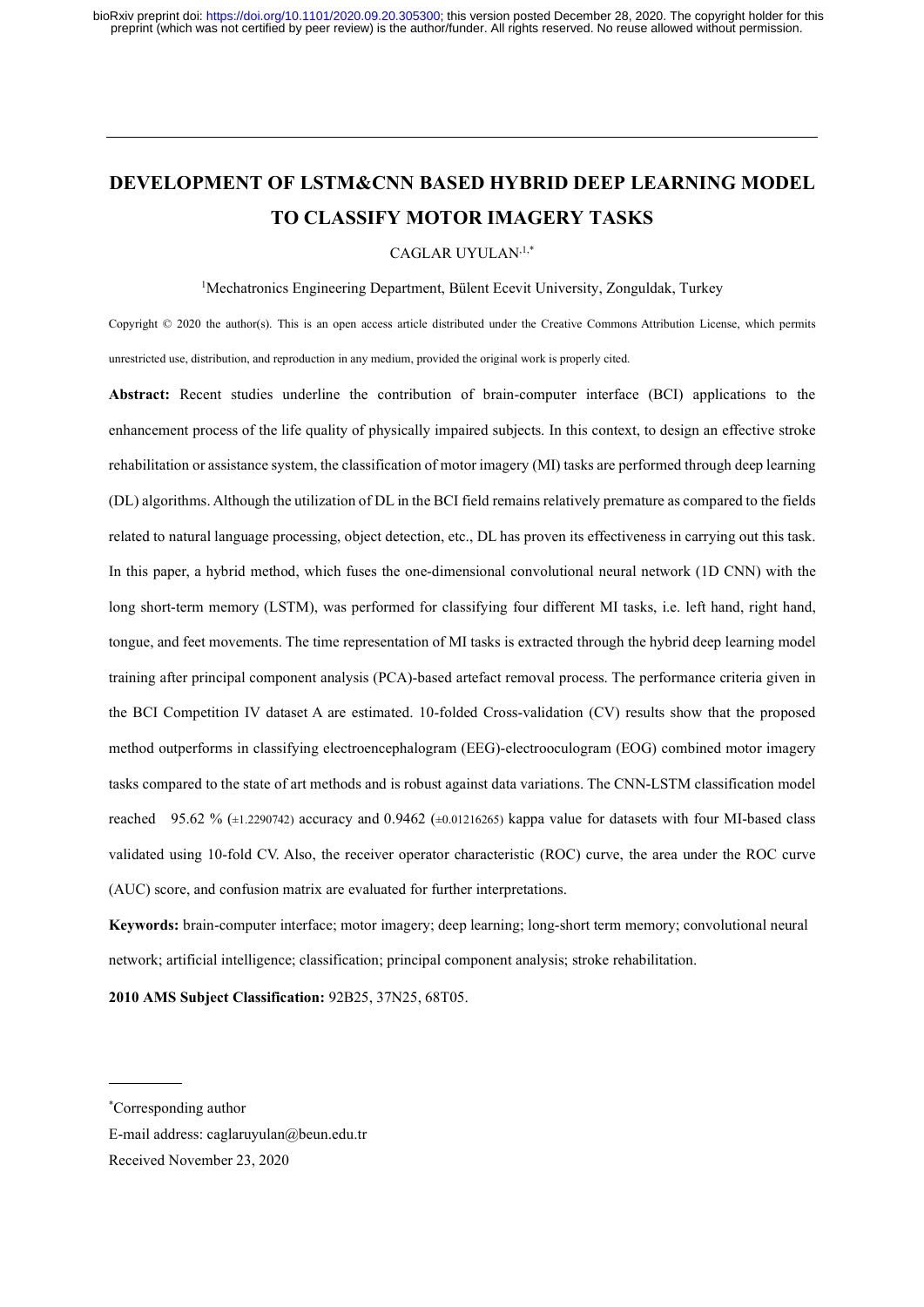# DEVELOPMENT OF LSTM&CNN BASED HYBRID DEEP LEARNING MODEL TO CLASSIFY MOTOR IMAGERY TASKS

CAGLAR UYULAN[1,*]

[1]Mechatronics Engineering Department, Bülent Ecevit University, Zonguldak, Turkey

Copyright © 2020 the author(s). This is an open access article distributed under the Creative Commons Attribution License, which permits unrestricted use, distribution, and reproduction in any medium, provided the original work is properly cited.

**Abstract:** Recent studies underline the contribution of brain-computer interface (BCI) applications to the enhancement process of the life quality of physically impaired subjects. In this context, to design an effective stroke rehabilitation or assistance system, the classification of motor imagery (MI) tasks are performed through deep learning (DL) algorithms. Although the utilization of DL in the BCI field remains relatively premature as compared to the fields related to natural language processing, object detection, etc., DL has proven its effectiveness in carrying out this task. In this paper, a hybrid method, which fuses the one-dimensional convolutional neural network (1D CNN) with the long short-term memory (LSTM), was performed for classifying four different MI tasks, i.e. left hand, right hand, tongue, and feet movements. The time representation of MI tasks is extracted through the hybrid deep learning model training after principal component analysis (PCA)-based artefact removal process. The performance criteria given in the BCI Competition IV dataset A are estimated. 10-folded Cross-validation (CV) results show that the proposed method outperforms in classifying electroencephalogram (EEG)-electrooculogram (EOG) combined motor imagery tasks compared to the state of art methods and is robust against data variations. The CNN-LSTM classification model reached 95.62 % (±1.2290742) accuracy and 0.9462 (±0.01216265) kappa value for datasets with four MI-based class validated using 10-fold CV. Also, the receiver operator characteristic (ROC) curve, the area under the ROC curve (AUC) score, and confusion matrix are evaluated for further interpretations.

**Keywords:** brain-computer interface; motor imagery; deep learning; long-short term memory; convolutional neural network; artificial intelligence; classification; principal component analysis; stroke rehabilitation.

**2010 AMS Subject Classification:** 92B25, 37N25, 68T05.

---

*Corresponding author

E-mail address: caglaruyulan@beun.edu.tr

Received November 23, 2020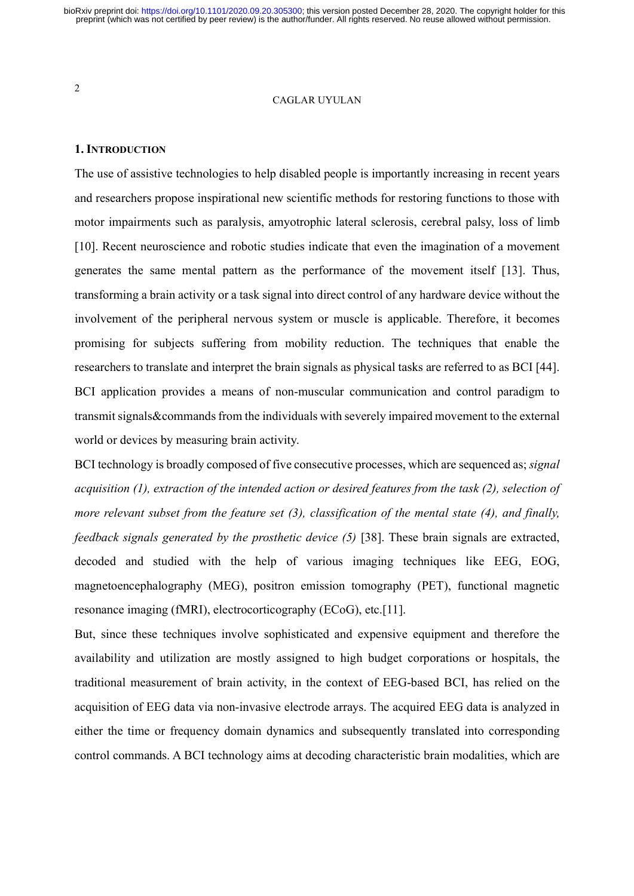## 1. Introduction

The use of assistive technologies to help disabled people is importantly increasing in recent years and researchers propose inspirational new scientific methods for restoring functions to those with motor impairments such as paralysis, amyotrophic lateral sclerosis, cerebral palsy, loss of limb [10]. Recent neuroscience and robotic studies indicate that even the imagination of a movement generates the same mental pattern as the performance of the movement itself [13]. Thus, transforming a brain activity or a task signal into direct control of any hardware device without the involvement of the peripheral nervous system or muscle is applicable. Therefore, it becomes promising for subjects suffering from mobility reduction. The techniques that enable the researchers to translate and interpret the brain signals as physical tasks are referred to as BCI [44]. BCI application provides a means of non-muscular communication and control paradigm to transmit signals&commands from the individuals with severely impaired movement to the external world or devices by measuring brain activity.

BCI technology is broadly composed of five consecutive processes, which are sequenced as; *signal acquisition (1), extraction of the intended action or desired features from the task (2), selection of more relevant subset from the feature set (3), classification of the mental state (4), and finally, feedback signals generated by the prosthetic device (5)* [38]. These brain signals are extracted, decoded and studied with the help of various imaging techniques like EEG, EOG, magnetoencephalography (MEG), positron emission tomography (PET), functional magnetic resonance imaging (fMRI), electrocorticography (ECoG), etc.[11].

But, since these techniques involve sophisticated and expensive equipment and therefore the availability and utilization are mostly assigned to high budget corporations or hospitals, the traditional measurement of brain activity, in the context of EEG-based BCI, has relied on the acquisition of EEG data via non-invasive electrode arrays. The acquired EEG data is analyzed in either the time or frequency domain dynamics and subsequently translated into corresponding control commands. A BCI technology aims at decoding characteristic brain modalities, which are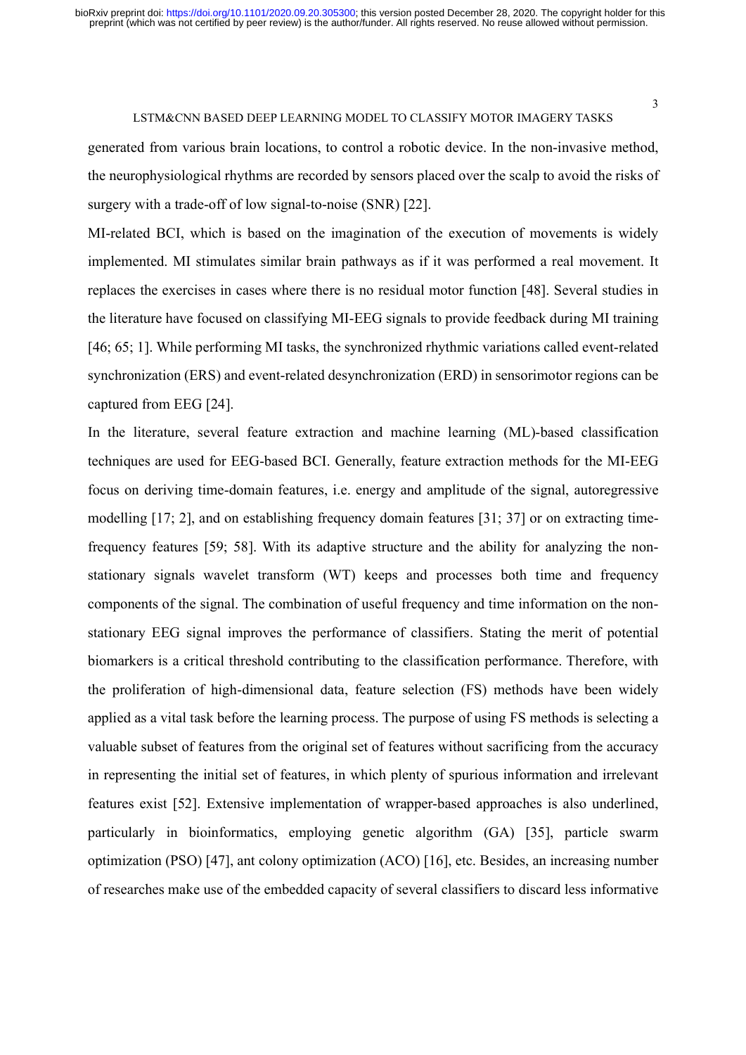generated from various brain locations, to control a robotic device. In the non-invasive method, the neurophysiological rhythms are recorded by sensors placed over the scalp to avoid the risks of surgery with a trade-off of low signal-to-noise (SNR) [22].

MI-related BCI, which is based on the imagination of the execution of movements is widely implemented. MI stimulates similar brain pathways as if it was performed a real movement. It replaces the exercises in cases where there is no residual motor function [48]. Several studies in the literature have focused on classifying MI-EEG signals to provide feedback during MI training [46; 65; 1]. While performing MI tasks, the synchronized rhythmic variations called event-related synchronization (ERS) and event-related desynchronization (ERD) in sensorimotor regions can be captured from EEG [24].

In the literature, several feature extraction and machine learning (ML)-based classification techniques are used for EEG-based BCI. Generally, feature extraction methods for the MI-EEG focus on deriving time-domain features, i.e. energy and amplitude of the signal, autoregressive modelling [17; 2], and on establishing frequency domain features [31; 37] or on extracting time-frequency features [59; 58]. With its adaptive structure and the ability for analyzing the non-stationary signals wavelet transform (WT) keeps and processes both time and frequency components of the signal. The combination of useful frequency and time information on the non-stationary EEG signal improves the performance of classifiers. Stating the merit of potential biomarkers is a critical threshold contributing to the classification performance. Therefore, with the proliferation of high-dimensional data, feature selection (FS) methods have been widely applied as a vital task before the learning process. The purpose of using FS methods is selecting a valuable subset of features from the original set of features without sacrificing from the accuracy in representing the initial set of features, in which plenty of spurious information and irrelevant features exist [52]. Extensive implementation of wrapper-based approaches is also underlined, particularly in bioinformatics, employing genetic algorithm (GA) [35], particle swarm optimization (PSO) [47], ant colony optimization (ACO) [16], etc. Besides, an increasing number of researches make use of the embedded capacity of several classifiers to discard less informative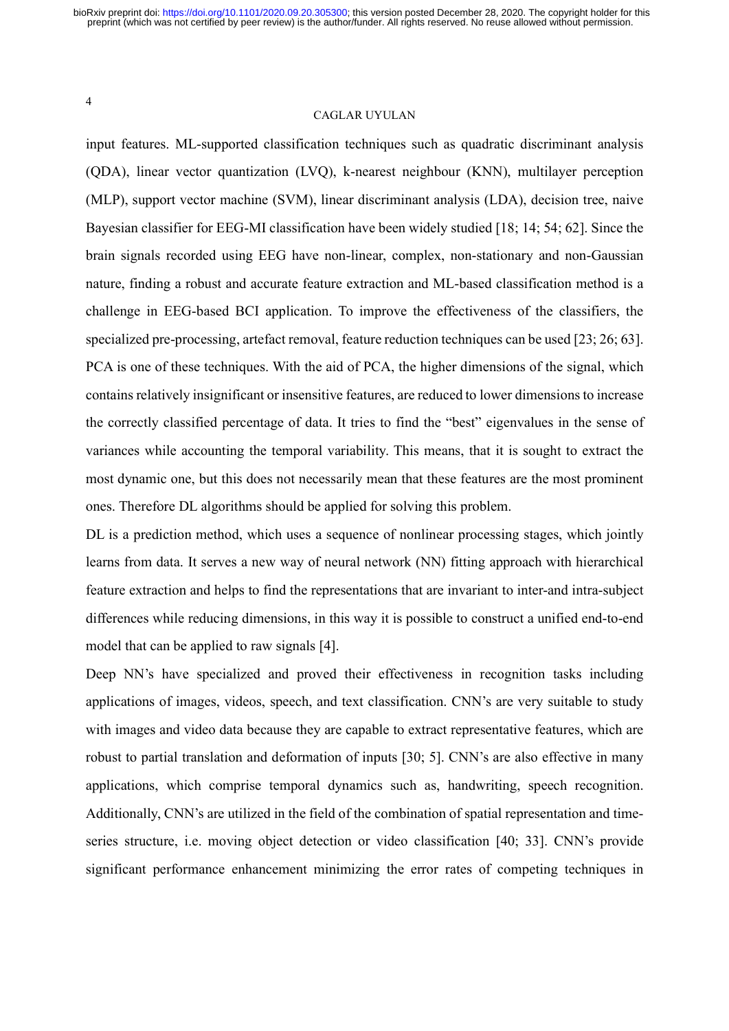input features. ML-supported classification techniques such as quadratic discriminant analysis (QDA), linear vector quantization (LVQ), k-nearest neighbour (KNN), multilayer perception (MLP), support vector machine (SVM), linear discriminant analysis (LDA), decision tree, naive Bayesian classifier for EEG-MI classification have been widely studied [18; 14; 54; 62]. Since the brain signals recorded using EEG have non-linear, complex, non-stationary and non-Gaussian nature, finding a robust and accurate feature extraction and ML-based classification method is a challenge in EEG-based BCI application. To improve the effectiveness of the classifiers, the specialized pre-processing, artefact removal, feature reduction techniques can be used [23; 26; 63]. PCA is one of these techniques. With the aid of PCA, the higher dimensions of the signal, which contains relatively insignificant or insensitive features, are reduced to lower dimensions to increase the correctly classified percentage of data. It tries to find the "best" eigenvalues in the sense of variances while accounting the temporal variability. This means, that it is sought to extract the most dynamic one, but this does not necessarily mean that these features are the most prominent ones. Therefore DL algorithms should be applied for solving this problem.

DL is a prediction method, which uses a sequence of nonlinear processing stages, which jointly learns from data. It serves a new way of neural network (NN) fitting approach with hierarchical feature extraction and helps to find the representations that are invariant to inter-and intra-subject differences while reducing dimensions, in this way it is possible to construct a unified end-to-end model that can be applied to raw signals [4].

Deep NN's have specialized and proved their effectiveness in recognition tasks including applications of images, videos, speech, and text classification. CNN's are very suitable to study with images and video data because they are capable to extract representative features, which are robust to partial translation and deformation of inputs [30; 5]. CNN's are also effective in many applications, which comprise temporal dynamics such as, handwriting, speech recognition. Additionally, CNN's are utilized in the field of the combination of spatial representation and time-series structure, i.e. moving object detection or video classification [40; 33]. CNN's provide significant performance enhancement minimizing the error rates of competing techniques in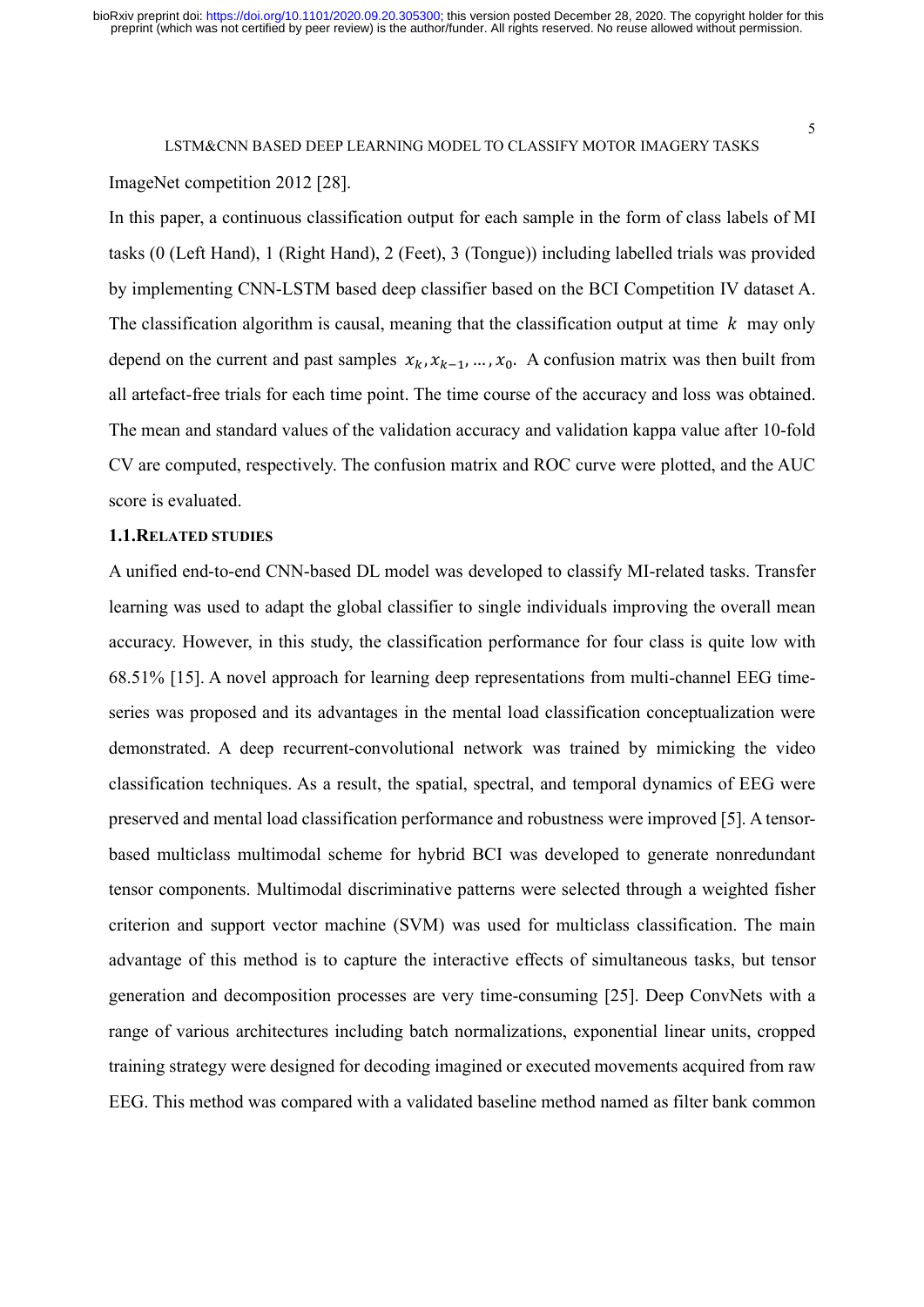ImageNet competition 2012 [28].

In this paper, a continuous classification output for each sample in the form of class labels of MI tasks (0 (Left Hand), 1 (Right Hand), 2 (Feet), 3 (Tongue)) including labelled trials was provided by implementing CNN-LSTM based deep classifier based on the BCI Competition IV dataset A. The classification algorithm is causal, meaning that the classification output at time $k$ may only depend on the current and past samples $x_k, x_{k-1}, \ldots, x_0$. A confusion matrix was then built from all artefact-free trials for each time point. The time course of the accuracy and loss was obtained. The mean and standard values of the validation accuracy and validation kappa value after 10-fold CV are computed, respectively. The confusion matrix and ROC curve were plotted, and the AUC score is evaluated.

### 1.1. RELATED STUDIES

A unified end-to-end CNN-based DL model was developed to classify MI-related tasks. Transfer learning was used to adapt the global classifier to single individuals improving the overall mean accuracy. However, in this study, the classification performance for four class is quite low with 68.51% [15]. A novel approach for learning deep representations from multi-channel EEG time-series was proposed and its advantages in the mental load classification conceptualization were demonstrated. A deep recurrent-convolutional network was trained by mimicking the video classification techniques. As a result, the spatial, spectral, and temporal dynamics of EEG were preserved and mental load classification performance and robustness were improved [5]. A tensor-based multiclass multimodal scheme for hybrid BCI was developed to generate nonredundant tensor components. Multimodal discriminative patterns were selected through a weighted fisher criterion and support vector machine (SVM) was used for multiclass classification. The main advantage of this method is to capture the interactive effects of simultaneous tasks, but tensor generation and decomposition processes are very time-consuming [25]. Deep ConvNets with a range of various architectures including batch normalizations, exponential linear units, cropped training strategy were designed for decoding imagined or executed movements acquired from raw EEG. This method was compared with a validated baseline method named as filter bank common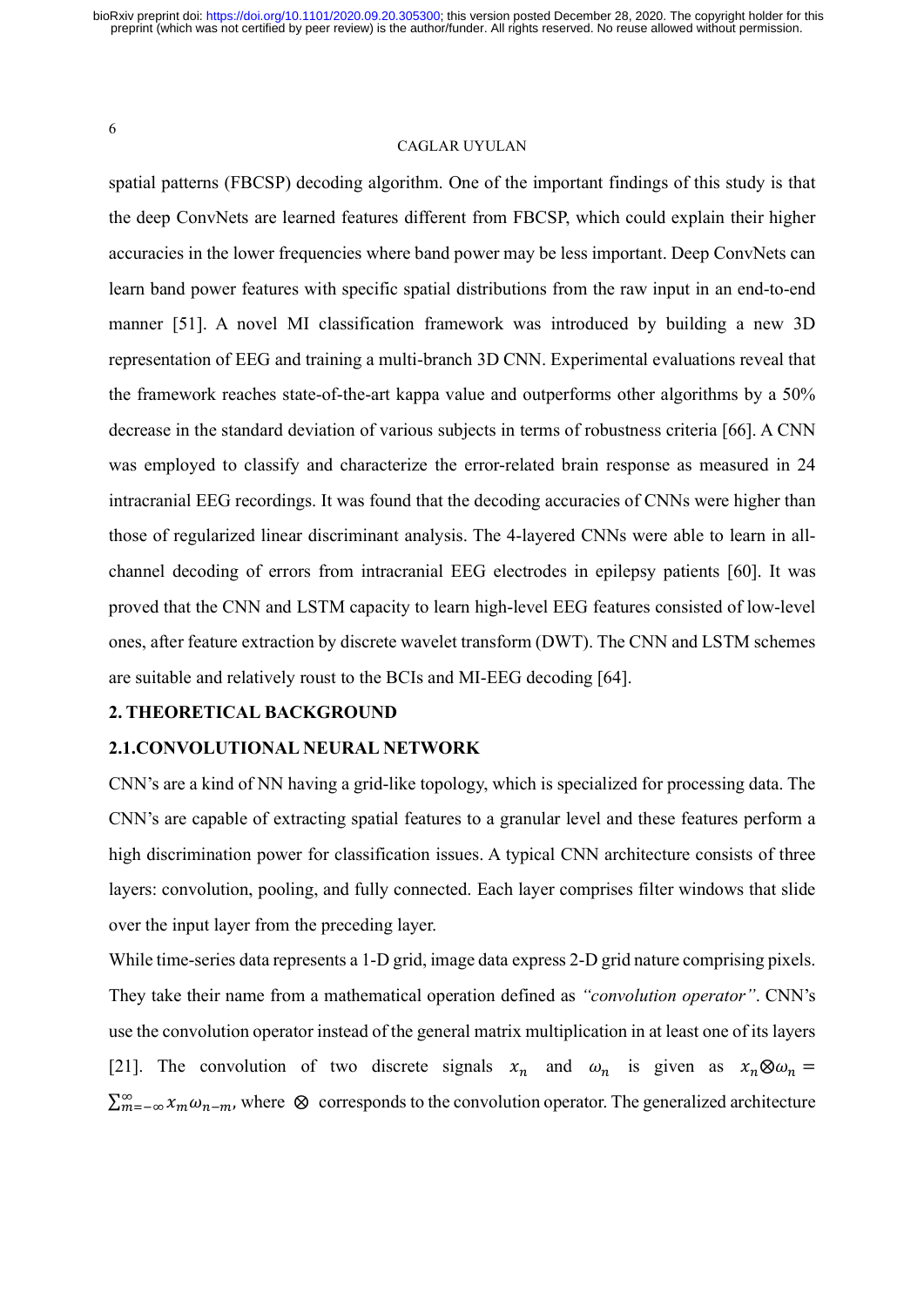spatial patterns (FBCSP) decoding algorithm. One of the important findings of this study is that the deep ConvNets are learned features different from FBCSP, which could explain their higher accuracies in the lower frequencies where band power may be less important. Deep ConvNets can learn band power features with specific spatial distributions from the raw input in an end-to-end manner [51]. A novel MI classification framework was introduced by building a new 3D representation of EEG and training a multi-branch 3D CNN. Experimental evaluations reveal that the framework reaches state-of-the-art kappa value and outperforms other algorithms by a 50% decrease in the standard deviation of various subjects in terms of robustness criteria [66]. A CNN was employed to classify and characterize the error-related brain response as measured in 24 intracranial EEG recordings. It was found that the decoding accuracies of CNNs were higher than those of regularized linear discriminant analysis. The 4-layered CNNs were able to learn in all-channel decoding of errors from intracranial EEG electrodes in epilepsy patients [60]. It was proved that the CNN and LSTM capacity to learn high-level EEG features consisted of low-level ones, after feature extraction by discrete wavelet transform (DWT). The CNN and LSTM schemes are suitable and relatively roust to the BCIs and MI-EEG decoding [64].

## 2. THEORETICAL BACKGROUND

### 2.1.CONVOLUTIONAL NEURAL NETWORK

CNN's are a kind of NN having a grid-like topology, which is specialized for processing data. The CNN's are capable of extracting spatial features to a granular level and these features perform a high discrimination power for classification issues. A typical CNN architecture consists of three layers: convolution, pooling, and fully connected. Each layer comprises filter windows that slide over the input layer from the preceding layer.

While time-series data represents a 1-D grid, image data express 2-D grid nature comprising pixels. They take their name from a mathematical operation defined as *"convolution operator"*. CNN's use the convolution operator instead of the general matrix multiplication in at least one of its layers [21]. The convolution of two discrete signals $x_n$ and $\omega_n$ is given as $x_n \otimes \omega_n = \sum_{m=-\infty}^{\infty} x_m \omega_{n-m}$, where $\otimes$ corresponds to the convolution operator. The generalized architecture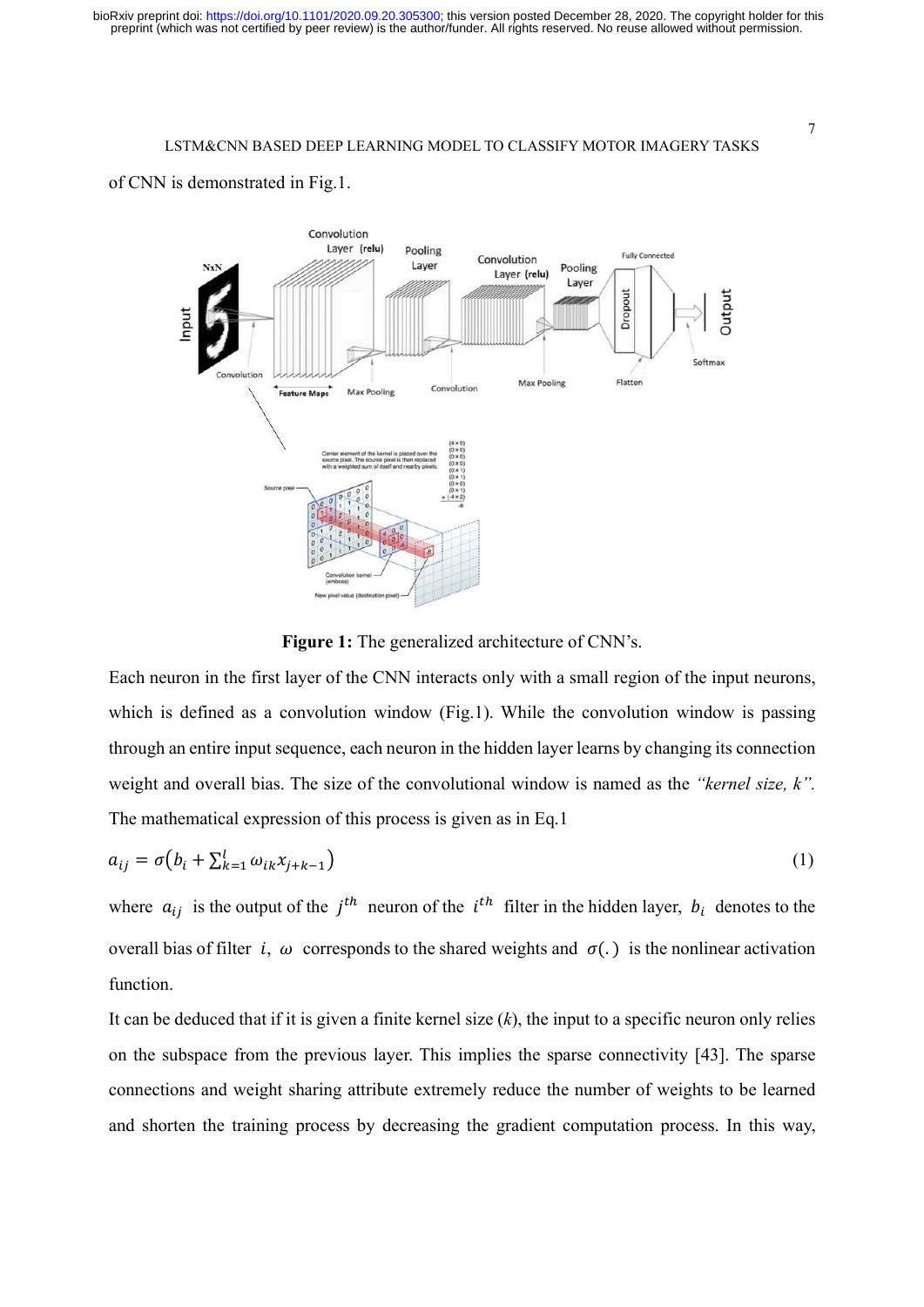of CNN is demonstrated in Fig.1.

**Figure 1:** The generalized architecture of CNN's.

Each neuron in the first layer of the CNN interacts only with a small region of the input neurons, which is defined as a convolution window (Fig.1). While the convolution window is passing through an entire input sequence, each neuron in the hidden layer learns by changing its connection weight and overall bias. The size of the convolutional window is named as the *"kernel size, k"*. The mathematical expression of this process is given as in Eq.1

$$a_{ij} = \sigma\left(b_i + \sum_{k=1}^{l} \omega_{ik} x_{j+k-1}\right) \tag{1}$$

where $a_{ij}$ is the output of the $j^{th}$ neuron of the $i^{th}$ filter in the hidden layer, $b_i$ denotes to the overall bias of filter $i$, $\omega$ corresponds to the shared weights and $\sigma(.)$ is the nonlinear activation function.

It can be deduced that if it is given a finite kernel size ($k$), the input to a specific neuron only relies on the subspace from the previous layer. This implies the sparse connectivity [43]. The sparse connections and weight sharing attribute extremely reduce the number of weights to be learned and shorten the training process by decreasing the gradient computation process. In this way,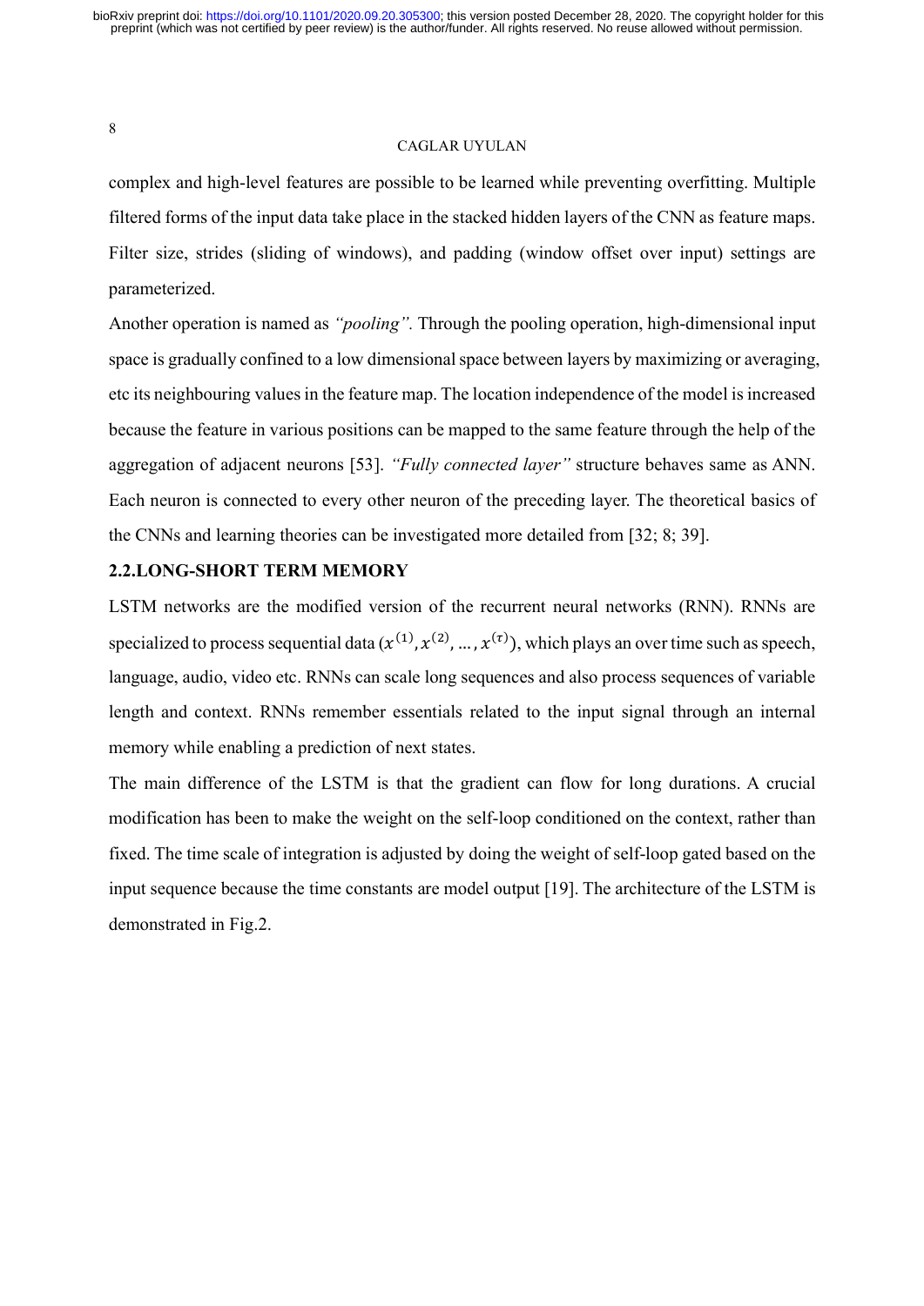complex and high-level features are possible to be learned while preventing overfitting. Multiple filtered forms of the input data take place in the stacked hidden layers of the CNN as feature maps. Filter size, strides (sliding of windows), and padding (window offset over input) settings are parameterized.

Another operation is named as *"pooling"*. Through the pooling operation, high-dimensional input space is gradually confined to a low dimensional space between layers by maximizing or averaging, etc its neighbouring values in the feature map. The location independence of the model is increased because the feature in various positions can be mapped to the same feature through the help of the aggregation of adjacent neurons [53]. *"Fully connected layer"* structure behaves same as ANN. Each neuron is connected to every other neuron of the preceding layer. The theoretical basics of the CNNs and learning theories can be investigated more detailed from [32; 8; 39].

## 2.2.LONG-SHORT TERM MEMORY

LSTM networks are the modified version of the recurrent neural networks (RNN). RNNs are specialized to process sequential data $(x^{(1)}, x^{(2)}, \ldots, x^{(\tau)})$, which plays an over time such as speech, language, audio, video etc. RNNs can scale long sequences and also process sequences of variable length and context. RNNs remember essentials related to the input signal through an internal memory while enabling a prediction of next states.

The main difference of the LSTM is that the gradient can flow for long durations. A crucial modification has been to make the weight on the self-loop conditioned on the context, rather than fixed. The time scale of integration is adjusted by doing the weight of self-loop gated based on the input sequence because the time constants are model output [19]. The architecture of the LSTM is demonstrated in Fig.2.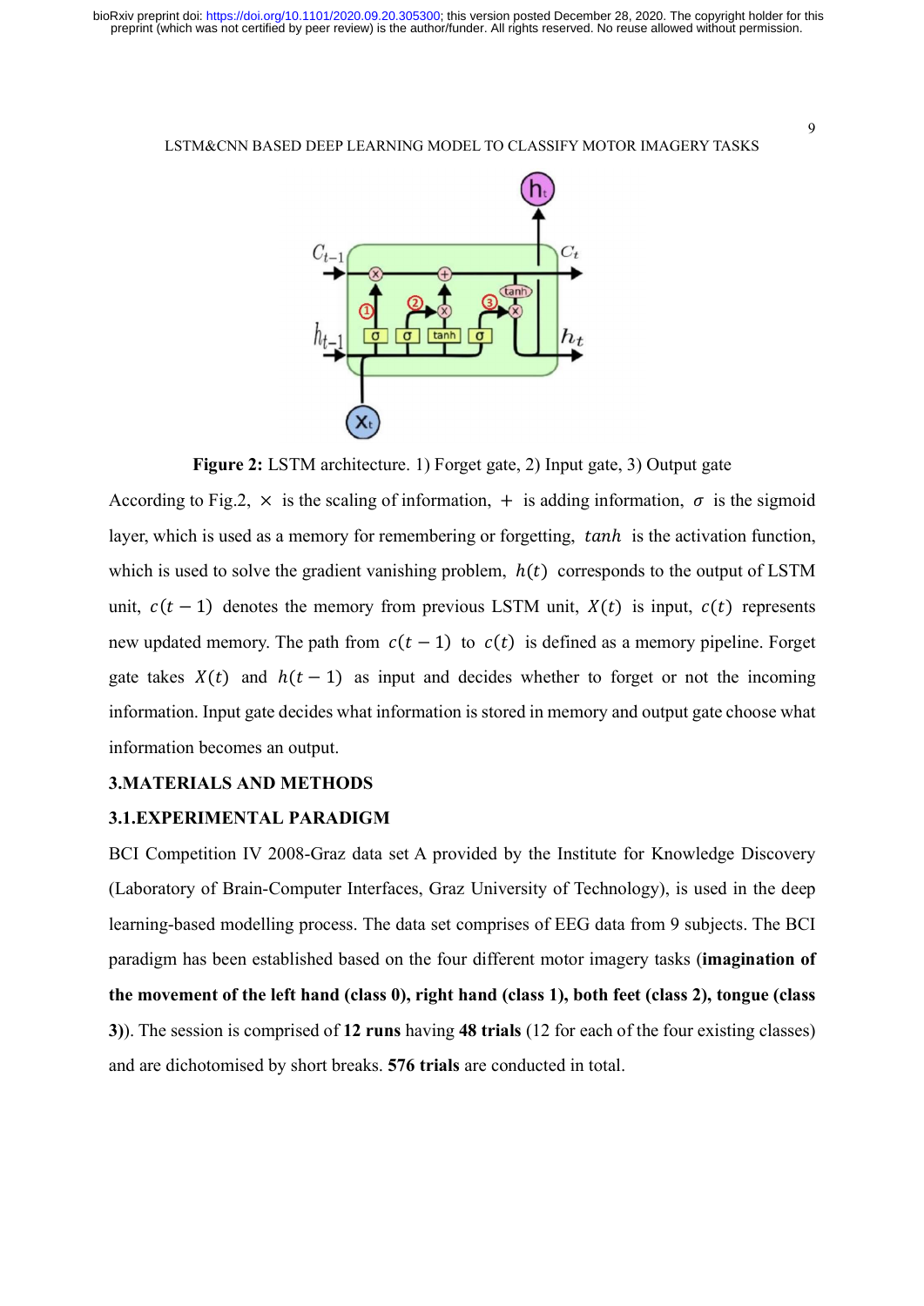**Figure 2:** LSTM architecture. 1) Forget gate, 2) Input gate, 3) Output gate

According to Fig.2, $\times$ is the scaling of information, $+$ is adding information, $\sigma$ is the sigmoid layer, which is used as a memory for remembering or forgetting, $tanh$ is the activation function, which is used to solve the gradient vanishing problem, $h(t)$ corresponds to the output of LSTM unit, $c(t-1)$ denotes the memory from previous LSTM unit, $X(t)$ is input, $c(t)$ represents new updated memory. The path from $c(t-1)$ to $c(t)$ is defined as a memory pipeline. Forget gate takes $X(t)$ and $h(t-1)$ as input and decides whether to forget or not the incoming information. Input gate decides what information is stored in memory and output gate choose what information becomes an output.

## 3.MATERIALS AND METHODS

### 3.1.EXPERIMENTAL PARADIGM

BCI Competition IV 2008-Graz data set A provided by the Institute for Knowledge Discovery (Laboratory of Brain-Computer Interfaces, Graz University of Technology), is used in the deep learning-based modelling process. The data set comprises of EEG data from 9 subjects. The BCI paradigm has been established based on the four different motor imagery tasks (**imagination of the movement of the left hand (class 0), right hand (class 1), both feet (class 2), tongue (class 3)**). The session is comprised of **12 runs** having **48 trials** (12 for each of the four existing classes) and are dichotomised by short breaks. **576 trials** are conducted in total.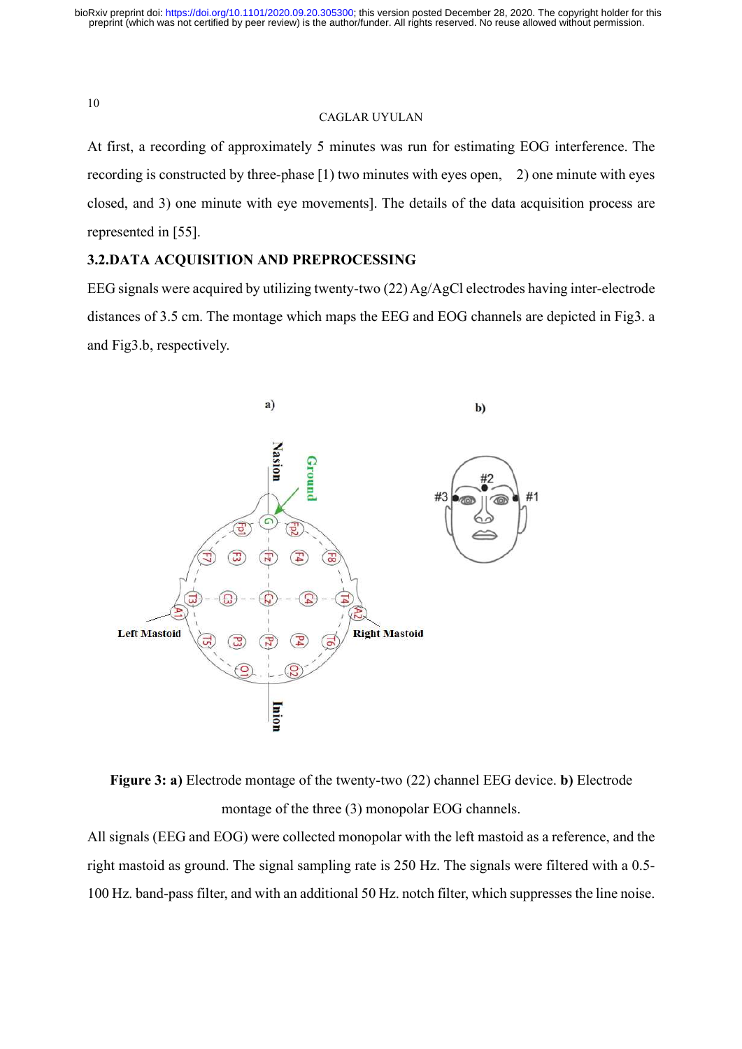At first, a recording of approximately 5 minutes was run for estimating EOG interference. The recording is constructed by three-phase [1) two minutes with eyes open, 2) one minute with eyes closed, and 3) one minute with eye movements]. The details of the data acquisition process are represented in [55].

### 3.2.DATA ACQUISITION AND PREPROCESSING

EEG signals were acquired by utilizing twenty-two (22) Ag/AgCl electrodes having inter-electrode distances of 3.5 cm. The montage which maps the EEG and EOG channels are depicted in Fig3. a and Fig3.b, respectively.

**Figure 3: a)** Electrode montage of the twenty-two (22) channel EEG device. **b)** Electrode montage of the three (3) monopolar EOG channels.

All signals (EEG and EOG) were collected monopolar with the left mastoid as a reference, and the right mastoid as ground. The signal sampling rate is 250 Hz. The signals were filtered with a 0.5-100 Hz. band-pass filter, and with an additional 50 Hz. notch filter, which suppresses the line noise.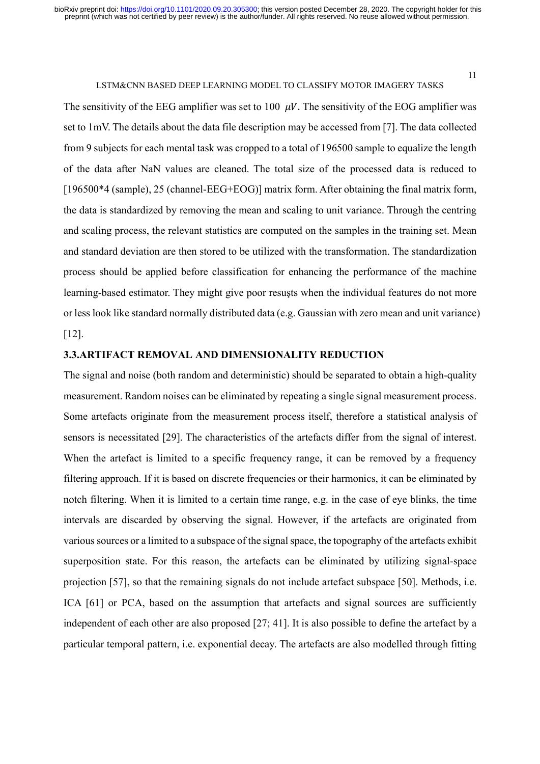The sensitivity of the EEG amplifier was set to 100 $\mu V$. The sensitivity of the EOG amplifier was set to 1mV. The details about the data file description may be accessed from [7]. The data collected from 9 subjects for each mental task was cropped to a total of 196500 sample to equalize the length of the data after NaN values are cleaned. The total size of the processed data is reduced to [196500*4 (sample), 25 (channel-EEG+EOG)] matrix form. After obtaining the final matrix form, the data is standardized by removing the mean and scaling to unit variance. Through the centring and scaling process, the relevant statistics are computed on the samples in the training set. Mean and standard deviation are then stored to be utilized with the transformation. The standardization process should be applied before classification for enhancing the performance of the machine learning-based estimator. They might give poor resuşts when the individual features do not more or less look like standard normally distributed data (e.g. Gaussian with zero mean and unit variance) [12].

### 3.3.ARTIFACT REMOVAL AND DIMENSIONALITY REDUCTION

The signal and noise (both random and deterministic) should be separated to obtain a high-quality measurement. Random noises can be eliminated by repeating a single signal measurement process. Some artefacts originate from the measurement process itself, therefore a statistical analysis of sensors is necessitated [29]. The characteristics of the artefacts differ from the signal of interest. When the artefact is limited to a specific frequency range, it can be removed by a frequency filtering approach. If it is based on discrete frequencies or their harmonics, it can be eliminated by notch filtering. When it is limited to a certain time range, e.g. in the case of eye blinks, the time intervals are discarded by observing the signal. However, if the artefacts are originated from various sources or a limited to a subspace of the signal space, the topography of the artefacts exhibit superposition state. For this reason, the artefacts can be eliminated by utilizing signal-space projection [57], so that the remaining signals do not include artefact subspace [50]. Methods, i.e. ICA [61] or PCA, based on the assumption that artefacts and signal sources are sufficiently independent of each other are also proposed [27; 41]. It is also possible to define the artefact by a particular temporal pattern, i.e. exponential decay. The artefacts are also modelled through fitting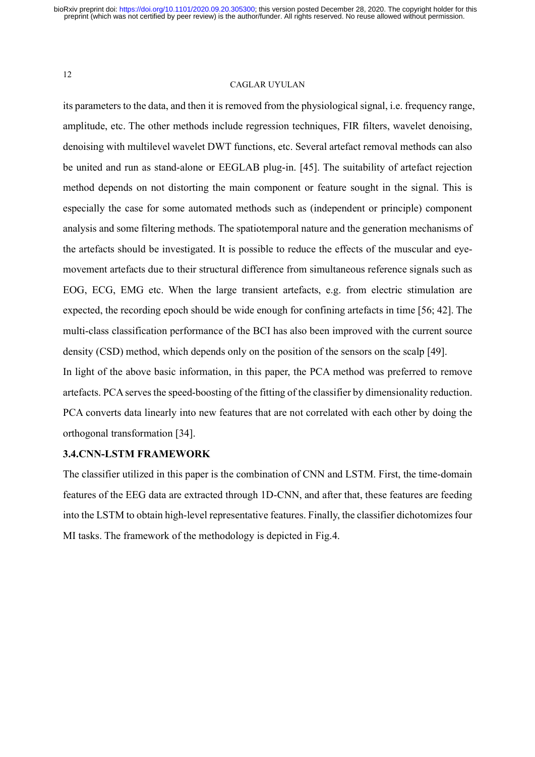its parameters to the data, and then it is removed from the physiological signal, i.e. frequency range, amplitude, etc. The other methods include regression techniques, FIR filters, wavelet denoising, denoising with multilevel wavelet DWT functions, etc. Several artefact removal methods can also be united and run as stand-alone or EEGLAB plug-in. [45]. The suitability of artefact rejection method depends on not distorting the main component or feature sought in the signal. This is especially the case for some automated methods such as (independent or principle) component analysis and some filtering methods. The spatiotemporal nature and the generation mechanisms of the artefacts should be investigated. It is possible to reduce the effects of the muscular and eye-movement artefacts due to their structural difference from simultaneous reference signals such as EOG, ECG, EMG etc. When the large transient artefacts, e.g. from electric stimulation are expected, the recording epoch should be wide enough for confining artefacts in time [56; 42]. The multi-class classification performance of the BCI has also been improved with the current source density (CSD) method, which depends only on the position of the sensors on the scalp [49].

In light of the above basic information, in this paper, the PCA method was preferred to remove artefacts. PCA serves the speed-boosting of the fitting of the classifier by dimensionality reduction. PCA converts data linearly into new features that are not correlated with each other by doing the orthogonal transformation [34].

### 3.4.CNN-LSTM FRAMEWORK

The classifier utilized in this paper is the combination of CNN and LSTM. First, the time-domain features of the EEG data are extracted through 1D-CNN, and after that, these features are feeding into the LSTM to obtain high-level representative features. Finally, the classifier dichotomizes four MI tasks. The framework of the methodology is depicted in Fig.4.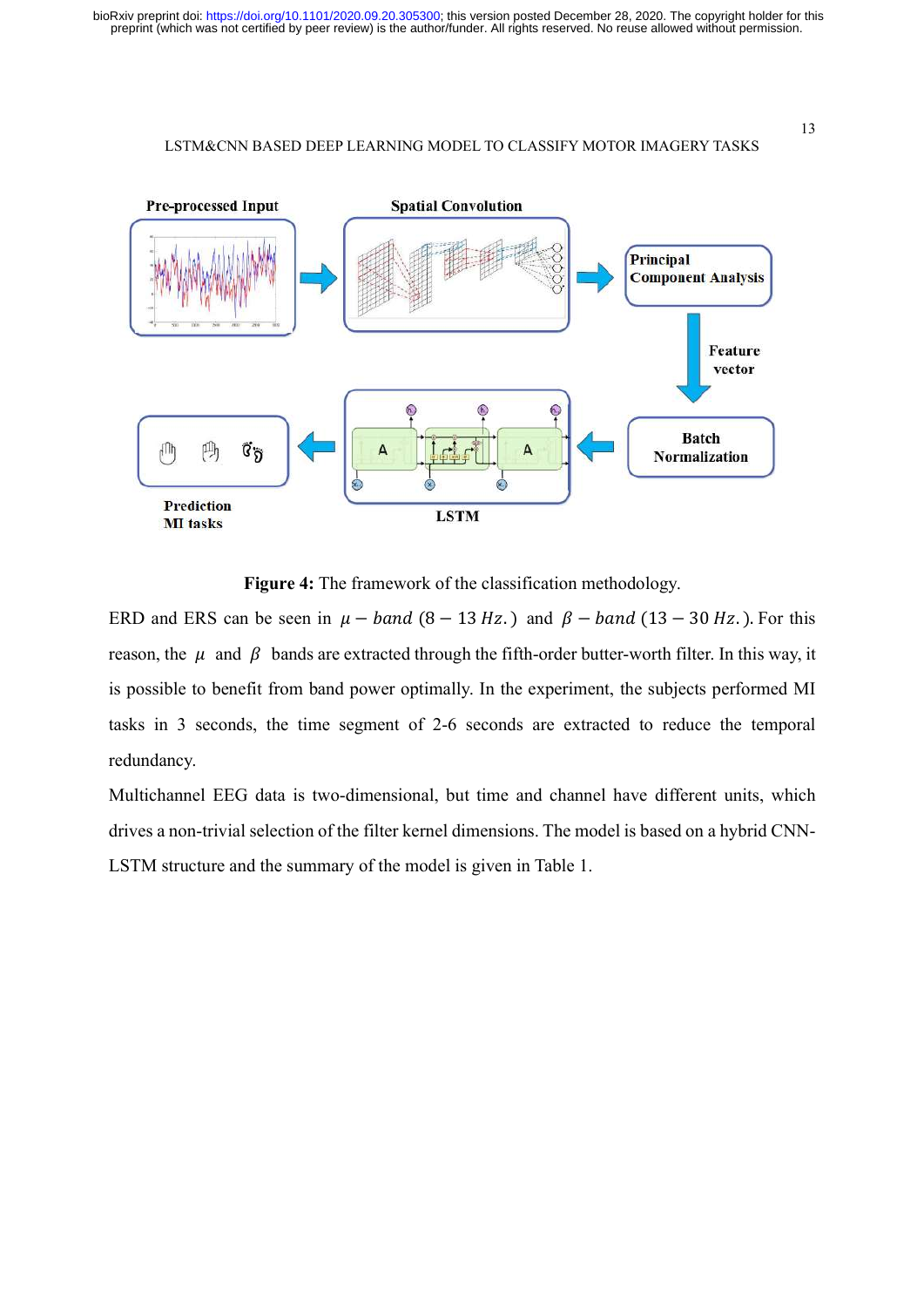**Figure 4:** The framework of the classification methodology.

ERD and ERS can be seen in $\mu - band$ $(8 - 13\ Hz.)$ and $\beta - band$ $(13 - 30\ Hz.)$. For this reason, the $\mu$ and $\beta$ bands are extracted through the fifth-order butter-worth filter. In this way, it is possible to benefit from band power optimally. In the experiment, the subjects performed MI tasks in 3 seconds, the time segment of 2-6 seconds are extracted to reduce the temporal redundancy.

Multichannel EEG data is two-dimensional, but time and channel have different units, which drives a non-trivial selection of the filter kernel dimensions. The model is based on a hybrid CNN-LSTM structure and the summary of the model is given in Table 1.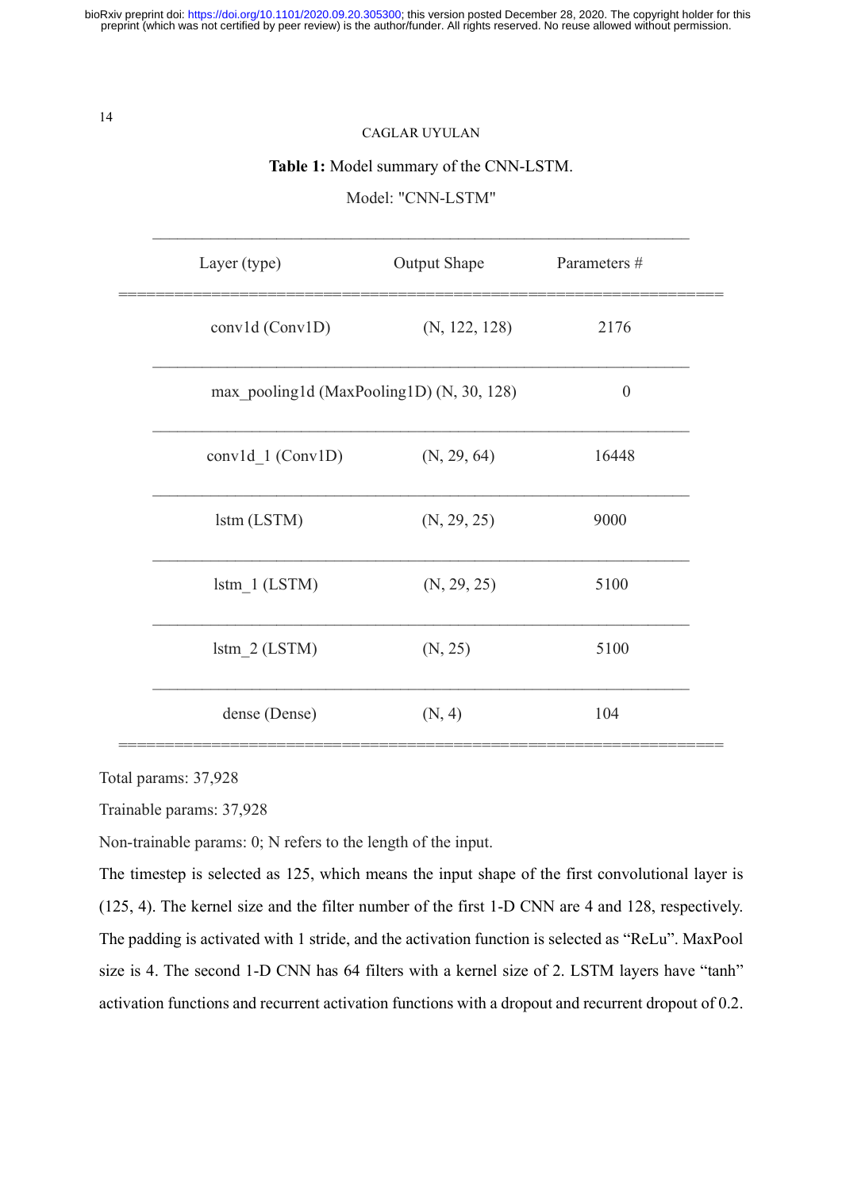**Table 1:** Model summary of the CNN-LSTM.

Model: "CNN-LSTM"

| Layer (type) | Output Shape | Parameters # |
| --- | --- | --- |
| conv1d (Conv1D) | (N, 122, 128) | 2176 |
| max_pooling1d (MaxPooling1D) | (N, 30, 128) | 0 |
| conv1d_1 (Conv1D) | (N, 29, 64) | 16448 |
| lstm (LSTM) | (N, 29, 25) | 9000 |
| lstm_1 (LSTM) | (N, 29, 25) | 5100 |
| lstm_2 (LSTM) | (N, 25) | 5100 |
| dense (Dense) | (N, 4) | 104 |

Total params: 37,928

Trainable params: 37,928

Non-trainable params: 0; N refers to the length of the input.

The timestep is selected as 125, which means the input shape of the first convolutional layer is (125, 4). The kernel size and the filter number of the first 1-D CNN are 4 and 128, respectively. The padding is activated with 1 stride, and the activation function is selected as "ReLu". MaxPool size is 4. The second 1-D CNN has 64 filters with a kernel size of 2. LSTM layers have "tanh" activation functions and recurrent activation functions with a dropout and recurrent dropout of 0.2.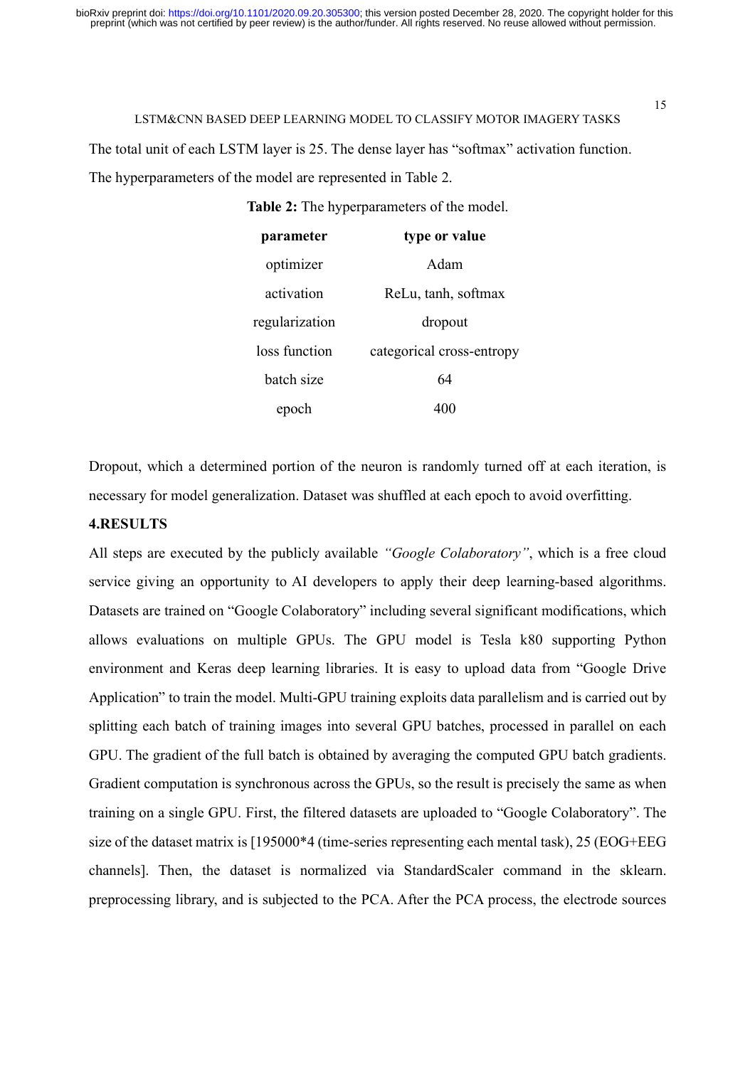The total unit of each LSTM layer is 25. The dense layer has "softmax" activation function. The hyperparameters of the model are represented in Table 2.

**Table 2:** The hyperparameters of the model.

| parameter | type or value |
| --- | --- |
| optimizer | Adam |
| activation | ReLu, tanh, softmax |
| regularization | dropout |
| loss function | categorical cross-entropy |
| batch size | 64 |
| epoch | 400 |

Dropout, which a determined portion of the neuron is randomly turned off at each iteration, is necessary for model generalization. Dataset was shuffled at each epoch to avoid overfitting.

## 4.RESULTS

All steps are executed by the publicly available *"Google Colaboratory"*, which is a free cloud service giving an opportunity to AI developers to apply their deep learning-based algorithms. Datasets are trained on "Google Colaboratory" including several significant modifications, which allows evaluations on multiple GPUs. The GPU model is Tesla k80 supporting Python environment and Keras deep learning libraries. It is easy to upload data from "Google Drive Application" to train the model. Multi-GPU training exploits data parallelism and is carried out by splitting each batch of training images into several GPU batches, processed in parallel on each GPU. The gradient of the full batch is obtained by averaging the computed GPU batch gradients. Gradient computation is synchronous across the GPUs, so the result is precisely the same as when training on a single GPU. First, the filtered datasets are uploaded to "Google Colaboratory". The size of the dataset matrix is [195000*4 (time-series representing each mental task), 25 (EOG+EEG channels]. Then, the dataset is normalized via StandardScaler command in the sklearn. preprocessing library, and is subjected to the PCA. After the PCA process, the electrode sources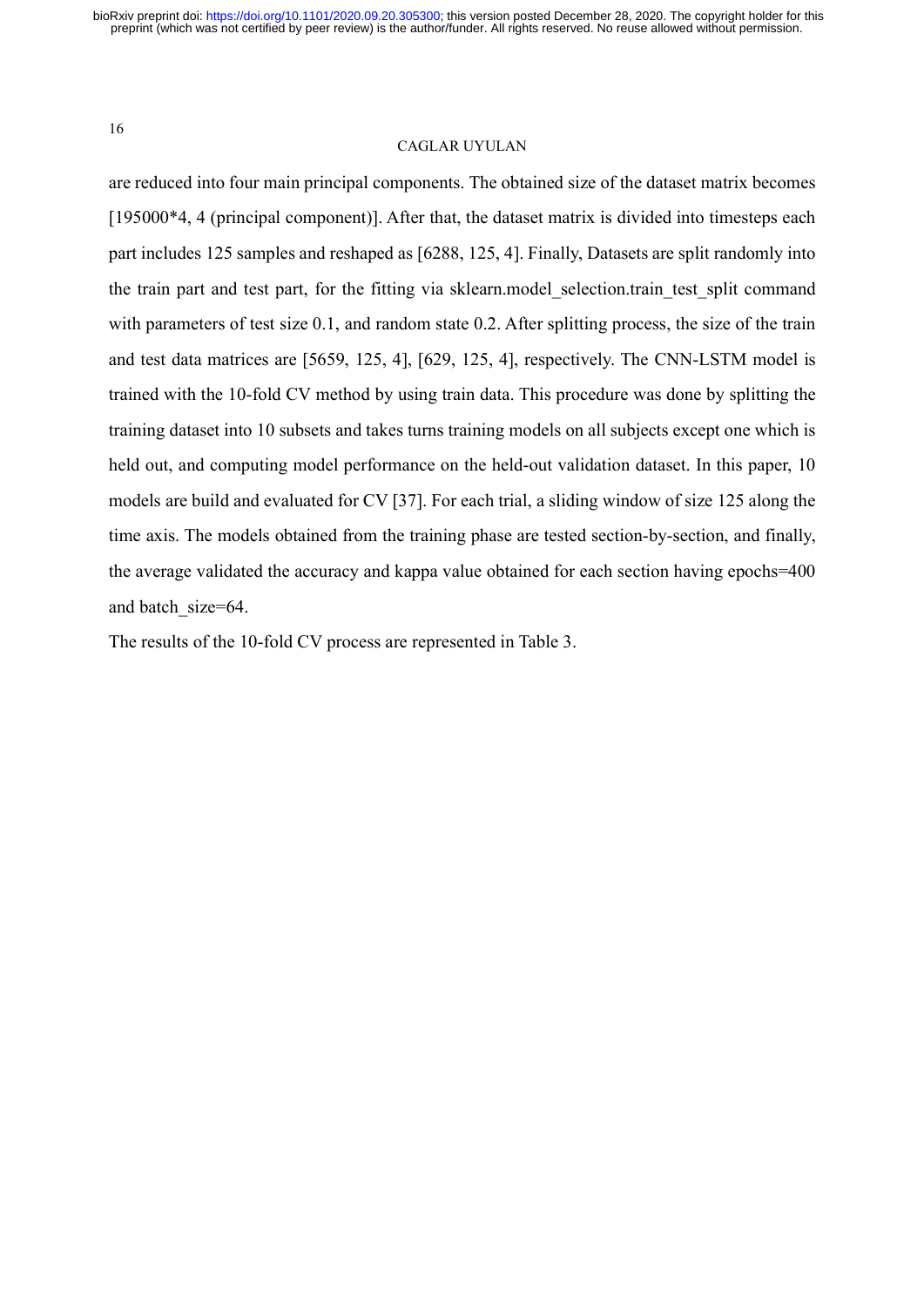are reduced into four main principal components. The obtained size of the dataset matrix becomes [195000*4, 4 (principal component)]. After that, the dataset matrix is divided into timesteps each part includes 125 samples and reshaped as [6288, 125, 4]. Finally, Datasets are split randomly into the train part and test part, for the fitting via sklearn.model_selection.train_test_split command with parameters of test size 0.1, and random state 0.2. After splitting process, the size of the train and test data matrices are [5659, 125, 4], [629, 125, 4], respectively. The CNN-LSTM model is trained with the 10-fold CV method by using train data. This procedure was done by splitting the training dataset into 10 subsets and takes turns training models on all subjects except one which is held out, and computing model performance on the held-out validation dataset. In this paper, 10 models are build and evaluated for CV [37]. For each trial, a sliding window of size 125 along the time axis. The models obtained from the training phase are tested section-by-section, and finally, the average validated the accuracy and kappa value obtained for each section having epochs=400 and batch_size=64.

The results of the 10-fold CV process are represented in Table 3.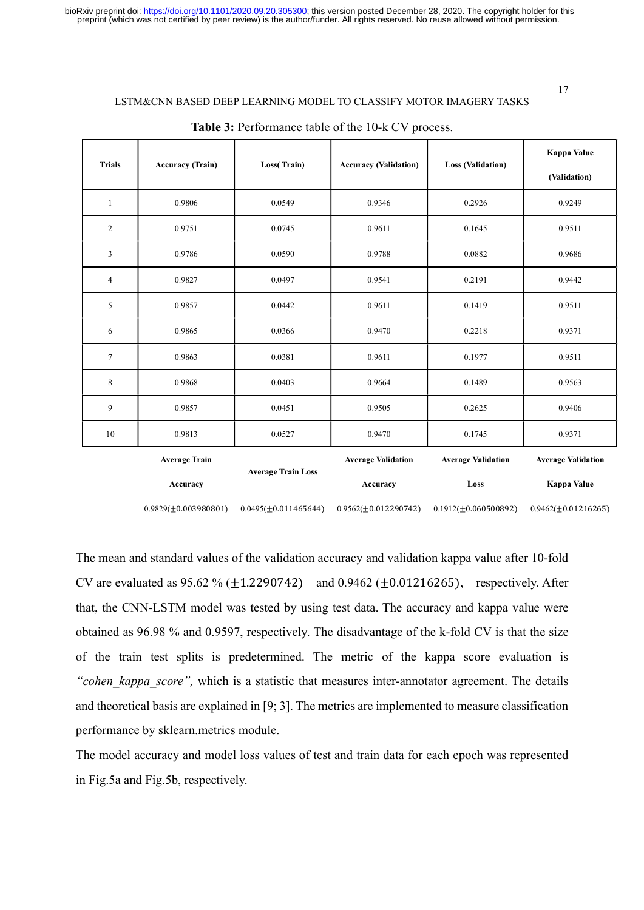**Table 3:** Performance table of the 10-k CV process.

| Trials | Accuracy (Train) | Loss( Train) | Accuracy (Validation) | Loss (Validation) | Kappa Value (Validation) |
|---|---|---|---|---|---|
| 1 | 0.9806 | 0.0549 | 0.9346 | 0.2926 | 0.9249 |
| 2 | 0.9751 | 0.0745 | 0.9611 | 0.1645 | 0.9511 |
| 3 | 0.9786 | 0.0590 | 0.9788 | 0.0882 | 0.9686 |
| 4 | 0.9827 | 0.0497 | 0.9541 | 0.2191 | 0.9442 |
| 5 | 0.9857 | 0.0442 | 0.9611 | 0.1419 | 0.9511 |
| 6 | 0.9865 | 0.0366 | 0.9470 | 0.2218 | 0.9371 |
| 7 | 0.9863 | 0.0381 | 0.9611 | 0.1977 | 0.9511 |
| 8 | 0.9868 | 0.0403 | 0.9664 | 0.1489 | 0.9563 |
| 9 | 0.9857 | 0.0451 | 0.9505 | 0.2625 | 0.9406 |
| 10 | 0.9813 | 0.0527 | 0.9470 | 0.1745 | 0.9371 |
| | **Average Train Accuracy** | **Average Train Loss** | **Average Validation Accuracy** | **Average Validation Loss** | **Average Validation Kappa Value** |
| | 0.9829($\pm$0.003980801) | 0.0495($\pm$0.011465644) | 0.9562($\pm$0.012290742) | 0.1912($\pm$0.060500892) | 0.9462($\pm$0.01216265) |

The mean and standard values of the validation accuracy and validation kappa value after 10-fold CV are evaluated as 95.62 % ($\pm 1.2290742$) and 0.9462 ($\pm 0.01216265$), respectively. After that, the CNN-LSTM model was tested by using test data. The accuracy and kappa value were obtained as 96.98 % and 0.9597, respectively. The disadvantage of the k-fold CV is that the size of the train test splits is predetermined. The metric of the kappa score evaluation is *"cohen_kappa_score",* which is a statistic that measures inter-annotator agreement. The details and theoretical basis are explained in [9; 3]. The metrics are implemented to measure classification performance by sklearn.metrics module.

The model accuracy and model loss values of test and train data for each epoch was represented in Fig.5a and Fig.5b, respectively.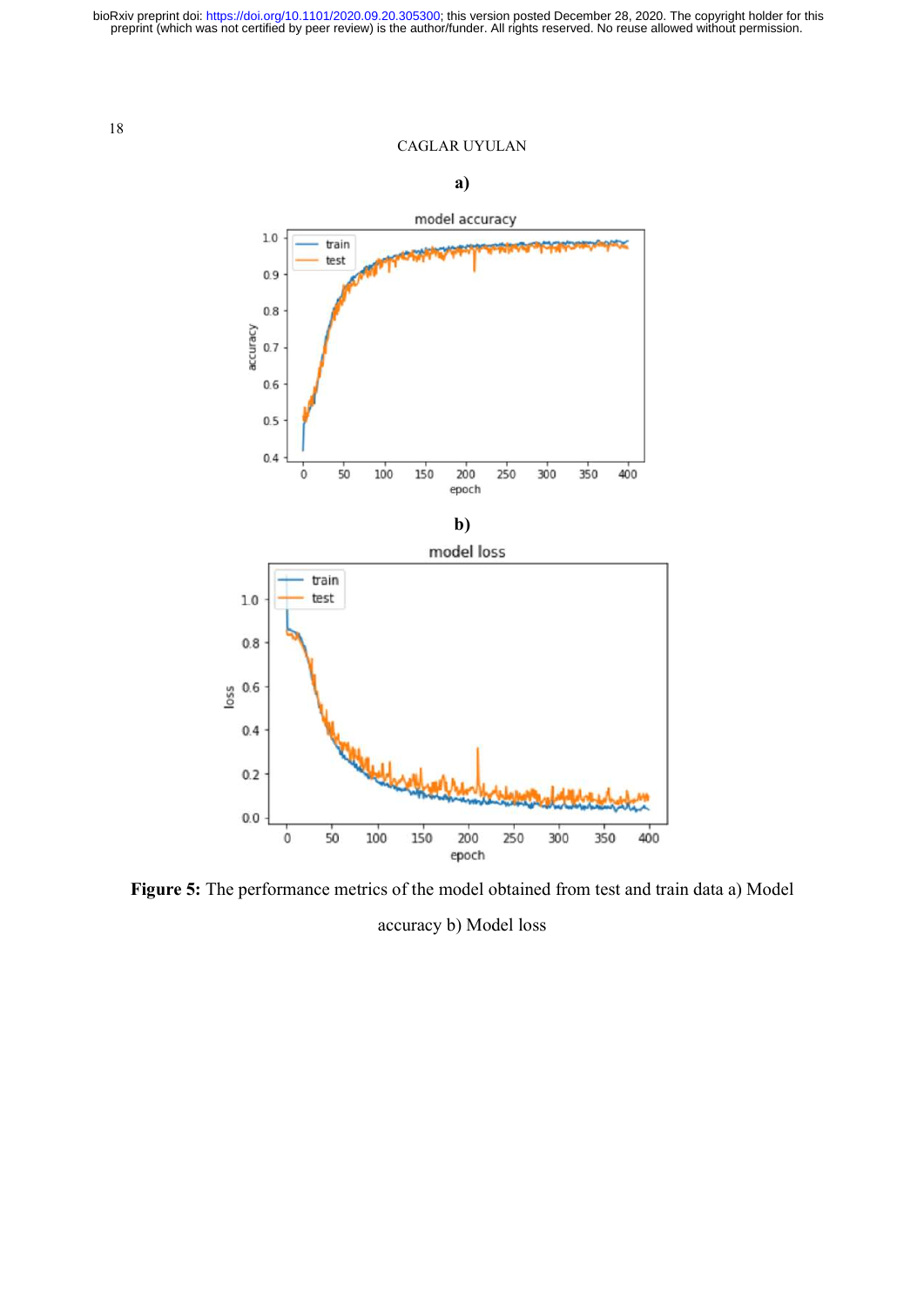**a)**

**b)**

**Figure 5:** The performance metrics of the model obtained from test and train data a) Model accuracy b) Model loss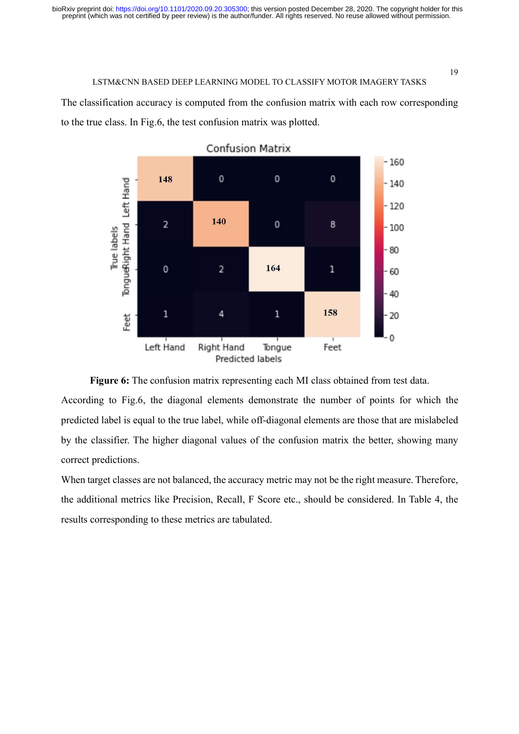The classification accuracy is computed from the confusion matrix with each row corresponding to the true class. In Fig.6, the test confusion matrix was plotted.

**Figure 6:** The confusion matrix representing each MI class obtained from test data.

According to Fig.6, the diagonal elements demonstrate the number of points for which the predicted label is equal to the true label, while off-diagonal elements are those that are mislabeled by the classifier. The higher diagonal values of the confusion matrix the better, showing many correct predictions.

When target classes are not balanced, the accuracy metric may not be the right measure. Therefore, the additional metrics like Precision, Recall, F Score etc., should be considered. In Table 4, the results corresponding to these metrics are tabulated.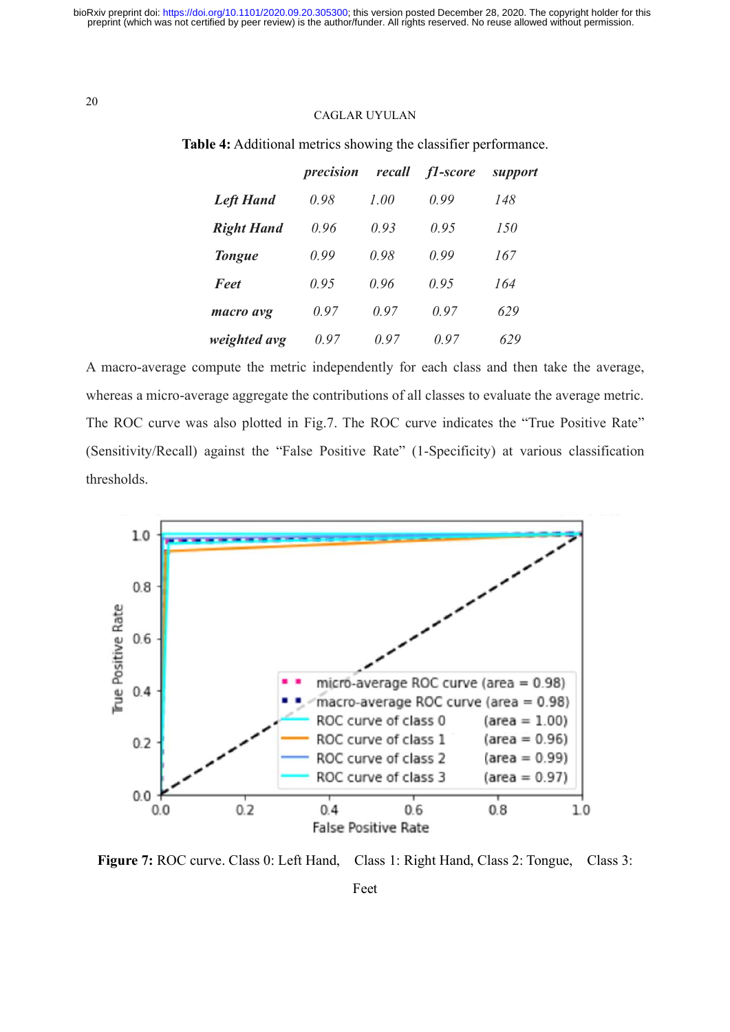**Table 4:** Additional metrics showing the classifier performance.

| | *precision* | *recall* | *f1-score* | *support* |
|---|---|---|---|---|
| ***Left Hand*** | *0.98* | *1.00* | *0.99* | *148* |
| ***Right Hand*** | *0.96* | *0.93* | *0.95* | *150* |
| ***Tongue*** | *0.99* | *0.98* | *0.99* | *167* |
| ***Feet*** | *0.95* | *0.96* | *0.95* | *164* |
| ***macro avg*** | *0.97* | *0.97* | *0.97* | *629* |
| ***weighted avg*** | *0.97* | *0.97* | *0.97* | *629* |

A macro-average compute the metric independently for each class and then take the average, whereas a micro-average aggregate the contributions of all classes to evaluate the average metric. The ROC curve was also plotted in Fig.7. The ROC curve indicates the "True Positive Rate" (Sensitivity/Recall) against the "False Positive Rate" (1-Specificity) at various classification thresholds.

**Figure 7:** ROC curve. Class 0: Left Hand, Class 1: Right Hand, Class 2: Tongue, Class 3: Feet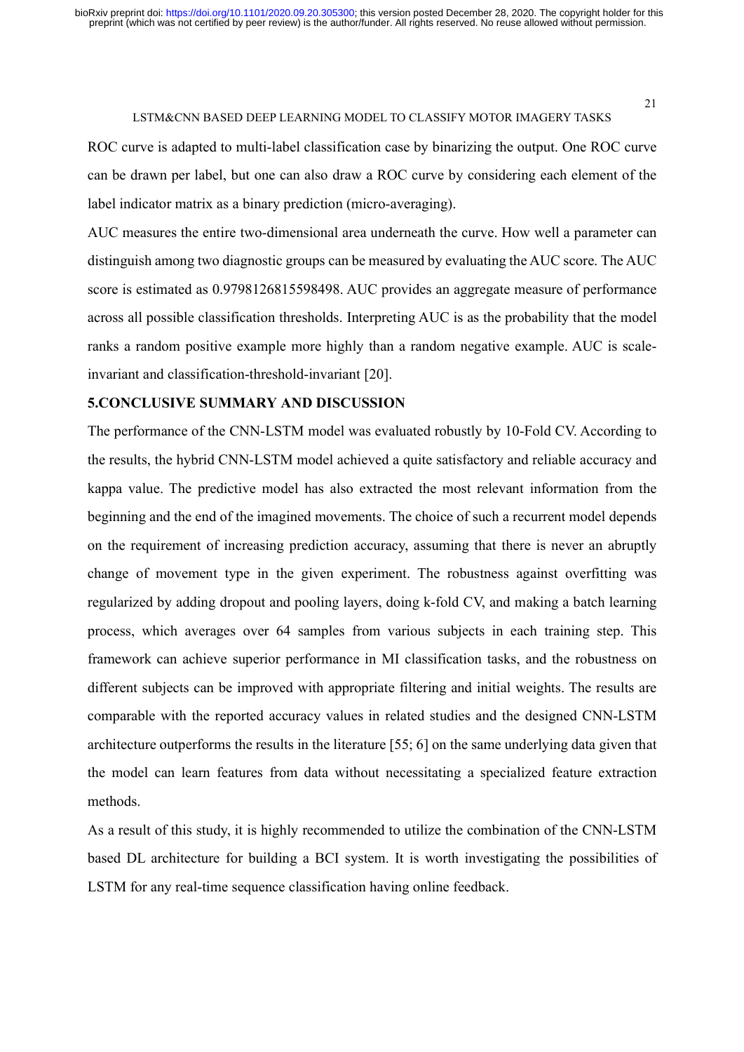ROC curve is adapted to multi-label classification case by binarizing the output. One ROC curve can be drawn per label, but one can also draw a ROC curve by considering each element of the label indicator matrix as a binary prediction (micro-averaging).

AUC measures the entire two-dimensional area underneath the curve. How well a parameter can distinguish among two diagnostic groups can be measured by evaluating the AUC score. The AUC score is estimated as 0.9798126815598498. AUC provides an aggregate measure of performance across all possible classification thresholds. Interpreting AUC is as the probability that the model ranks a random positive example more highly than a random negative example. AUC is scale-invariant and classification-threshold-invariant [20].

## 5.CONCLUSIVE SUMMARY AND DISCUSSION

The performance of the CNN-LSTM model was evaluated robustly by 10-Fold CV. According to the results, the hybrid CNN-LSTM model achieved a quite satisfactory and reliable accuracy and kappa value. The predictive model has also extracted the most relevant information from the beginning and the end of the imagined movements. The choice of such a recurrent model depends on the requirement of increasing prediction accuracy, assuming that there is never an abruptly change of movement type in the given experiment. The robustness against overfitting was regularized by adding dropout and pooling layers, doing k-fold CV, and making a batch learning process, which averages over 64 samples from various subjects in each training step. This framework can achieve superior performance in MI classification tasks, and the robustness on different subjects can be improved with appropriate filtering and initial weights. The results are comparable with the reported accuracy values in related studies and the designed CNN-LSTM architecture outperforms the results in the literature [55; 6] on the same underlying data given that the model can learn features from data without necessitating a specialized feature extraction methods.

As a result of this study, it is highly recommended to utilize the combination of the CNN-LSTM based DL architecture for building a BCI system. It is worth investigating the possibilities of LSTM for any real-time sequence classification having online feedback.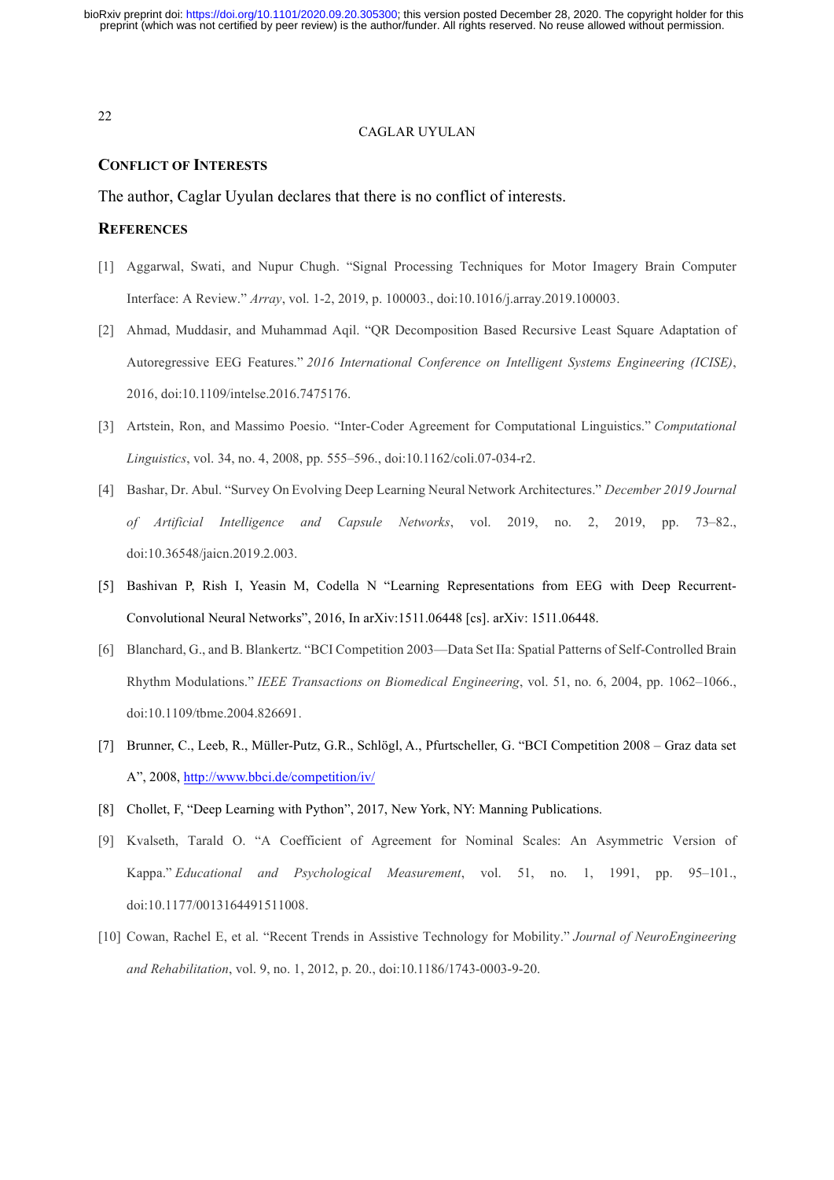## Conflict of Interests

The author, Caglar Uyulan declares that there is no conflict of interests.

## References

[1] Aggarwal, Swati, and Nupur Chugh. "Signal Processing Techniques for Motor Imagery Brain Computer Interface: A Review." *Array*, vol. 1-2, 2019, p. 100003., doi:10.1016/j.array.2019.100003.

[2] Ahmad, Muddasir, and Muhammad Aqil. "QR Decomposition Based Recursive Least Square Adaptation of Autoregressive EEG Features." *2016 International Conference on Intelligent Systems Engineering (ICISE)*, 2016, doi:10.1109/intelse.2016.7475176.

[3] Artstein, Ron, and Massimo Poesio. "Inter-Coder Agreement for Computational Linguistics." *Computational Linguistics*, vol. 34, no. 4, 2008, pp. 555–596., doi:10.1162/coli.07-034-r2.

[4] Bashar, Dr. Abul. "Survey On Evolving Deep Learning Neural Network Architectures." *December 2019 Journal of Artificial Intelligence and Capsule Networks*, vol. 2019, no. 2, 2019, pp. 73–82., doi:10.36548/jaicn.2019.2.003.

[5] Bashivan P, Rish I, Yeasin M, Codella N "Learning Representations from EEG with Deep Recurrent-Convolutional Neural Networks", 2016, In arXiv:1511.06448 [cs]. arXiv: 1511.06448.

[6] Blanchard, G., and B. Blankertz. "BCI Competition 2003—Data Set IIa: Spatial Patterns of Self-Controlled Brain Rhythm Modulations." *IEEE Transactions on Biomedical Engineering*, vol. 51, no. 6, 2004, pp. 1062–1066., doi:10.1109/tbme.2004.826691.

[7] Brunner, C., Leeb, R., Müller-Putz, G.R., Schlögl, A., Pfurtscheller, G. "BCI Competition 2008 – Graz data set A", 2008, http://www.bbci.de/competition/iv/

[8] Chollet, F, "Deep Learning with Python", 2017, New York, NY: Manning Publications.

[9] Kvalseth, Tarald O. "A Coefficient of Agreement for Nominal Scales: An Asymmetric Version of Kappa." *Educational and Psychological Measurement*, vol. 51, no. 1, 1991, pp. 95–101., doi:10.1177/0013164491511008.

[10] Cowan, Rachel E, et al. "Recent Trends in Assistive Technology for Mobility." *Journal of NeuroEngineering and Rehabilitation*, vol. 9, no. 1, 2012, p. 20., doi:10.1186/1743-0003-9-20.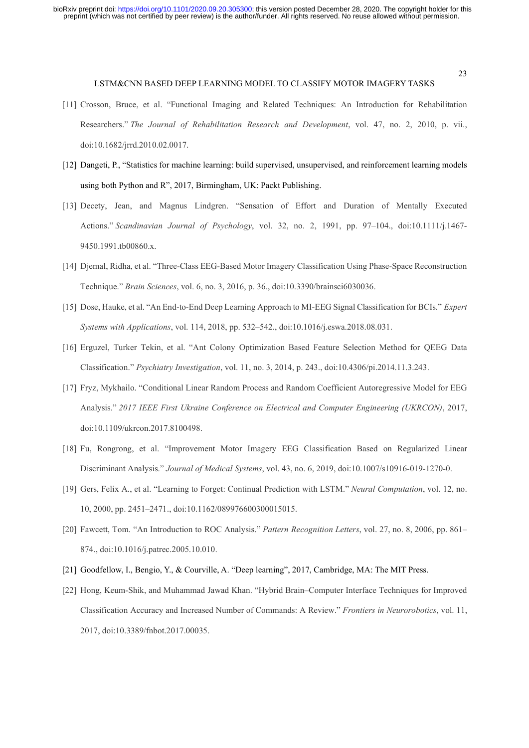[11] Crosson, Bruce, et al. "Functional Imaging and Related Techniques: An Introduction for Rehabilitation Researchers." *The Journal of Rehabilitation Research and Development*, vol. 47, no. 2, 2010, p. vii., doi:10.1682/jrrd.2010.02.0017.

[12] Dangeti, P., "Statistics for machine learning: build supervised, unsupervised, and reinforcement learning models using both Python and R", 2017, Birmingham, UK: Packt Publishing.

[13] Decety, Jean, and Magnus Lindgren. "Sensation of Effort and Duration of Mentally Executed Actions." *Scandinavian Journal of Psychology*, vol. 32, no. 2, 1991, pp. 97–104., doi:10.1111/j.1467-9450.1991.tb00860.x.

[14] Djemal, Ridha, et al. "Three-Class EEG-Based Motor Imagery Classification Using Phase-Space Reconstruction Technique." *Brain Sciences*, vol. 6, no. 3, 2016, p. 36., doi:10.3390/brainsci6030036.

[15] Dose, Hauke, et al. "An End-to-End Deep Learning Approach to MI-EEG Signal Classification for BCIs." *Expert Systems with Applications*, vol. 114, 2018, pp. 532–542., doi:10.1016/j.eswa.2018.08.031.

[16] Erguzel, Turker Tekin, et al. "Ant Colony Optimization Based Feature Selection Method for QEEG Data Classification." *Psychiatry Investigation*, vol. 11, no. 3, 2014, p. 243., doi:10.4306/pi.2014.11.3.243.

[17] Fryz, Mykhailo. "Conditional Linear Random Process and Random Coefficient Autoregressive Model for EEG Analysis." *2017 IEEE First Ukraine Conference on Electrical and Computer Engineering (UKRCON)*, 2017, doi:10.1109/ukrcon.2017.8100498.

[18] Fu, Rongrong, et al. "Improvement Motor Imagery EEG Classification Based on Regularized Linear Discriminant Analysis." *Journal of Medical Systems*, vol. 43, no. 6, 2019, doi:10.1007/s10916-019-1270-0.

[19] Gers, Felix A., et al. "Learning to Forget: Continual Prediction with LSTM." *Neural Computation*, vol. 12, no. 10, 2000, pp. 2451–2471., doi:10.1162/089976600300015015.

[20] Fawcett, Tom. "An Introduction to ROC Analysis." *Pattern Recognition Letters*, vol. 27, no. 8, 2006, pp. 861–874., doi:10.1016/j.patrec.2005.10.010.

[21] Goodfellow, I., Bengio, Y., & Courville, A. "Deep learning", 2017, Cambridge, MA: The MIT Press.

[22] Hong, Keum-Shik, and Muhammad Jawad Khan. "Hybrid Brain–Computer Interface Techniques for Improved Classification Accuracy and Increased Number of Commands: A Review." *Frontiers in Neurorobotics*, vol. 11, 2017, doi:10.3389/fnbot.2017.00035.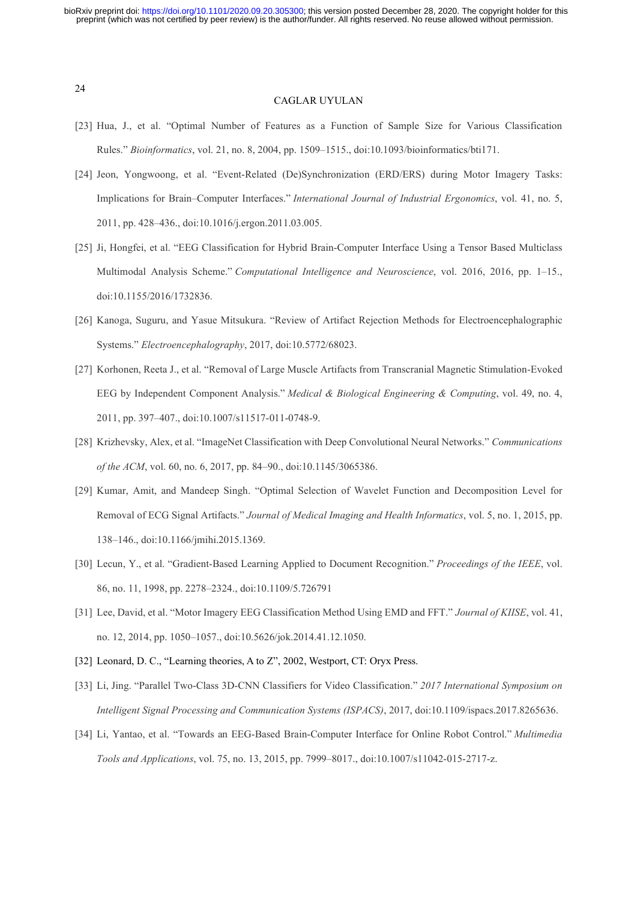[23] Hua, J., et al. "Optimal Number of Features as a Function of Sample Size for Various Classification Rules." *Bioinformatics*, vol. 21, no. 8, 2004, pp. 1509–1515., doi:10.1093/bioinformatics/bti171.

[24] Jeon, Yongwoong, et al. "Event-Related (De)Synchronization (ERD/ERS) during Motor Imagery Tasks: Implications for Brain–Computer Interfaces." *International Journal of Industrial Ergonomics*, vol. 41, no. 5, 2011, pp. 428–436., doi:10.1016/j.ergon.2011.03.005.

[25] Ji, Hongfei, et al. "EEG Classification for Hybrid Brain-Computer Interface Using a Tensor Based Multiclass Multimodal Analysis Scheme." *Computational Intelligence and Neuroscience*, vol. 2016, 2016, pp. 1–15., doi:10.1155/2016/1732836.

[26] Kanoga, Suguru, and Yasue Mitsukura. "Review of Artifact Rejection Methods for Electroencephalographic Systems." *Electroencephalography*, 2017, doi:10.5772/68023.

[27] Korhonen, Reeta J., et al. "Removal of Large Muscle Artifacts from Transcranial Magnetic Stimulation-Evoked EEG by Independent Component Analysis." *Medical & Biological Engineering & Computing*, vol. 49, no. 4, 2011, pp. 397–407., doi:10.1007/s11517-011-0748-9.

[28] Krizhevsky, Alex, et al. "ImageNet Classification with Deep Convolutional Neural Networks." *Communications of the ACM*, vol. 60, no. 6, 2017, pp. 84–90., doi:10.1145/3065386.

[29] Kumar, Amit, and Mandeep Singh. "Optimal Selection of Wavelet Function and Decomposition Level for Removal of ECG Signal Artifacts." *Journal of Medical Imaging and Health Informatics*, vol. 5, no. 1, 2015, pp. 138–146., doi:10.1166/jmihi.2015.1369.

[30] Lecun, Y., et al. "Gradient-Based Learning Applied to Document Recognition." *Proceedings of the IEEE*, vol. 86, no. 11, 1998, pp. 2278–2324., doi:10.1109/5.726791

[31] Lee, David, et al. "Motor Imagery EEG Classification Method Using EMD and FFT." *Journal of KIISE*, vol. 41, no. 12, 2014, pp. 1050–1057., doi:10.5626/jok.2014.41.12.1050.

[32] Leonard, D. C., "Learning theories, A to Z", 2002, Westport, CT: Oryx Press.

[33] Li, Jing. "Parallel Two-Class 3D-CNN Classifiers for Video Classification." *2017 International Symposium on Intelligent Signal Processing and Communication Systems (ISPACS)*, 2017, doi:10.1109/ispacs.2017.8265636.

[34] Li, Yantao, et al. "Towards an EEG-Based Brain-Computer Interface for Online Robot Control." *Multimedia Tools and Applications*, vol. 75, no. 13, 2015, pp. 7999–8017., doi:10.1007/s11042-015-2717-z.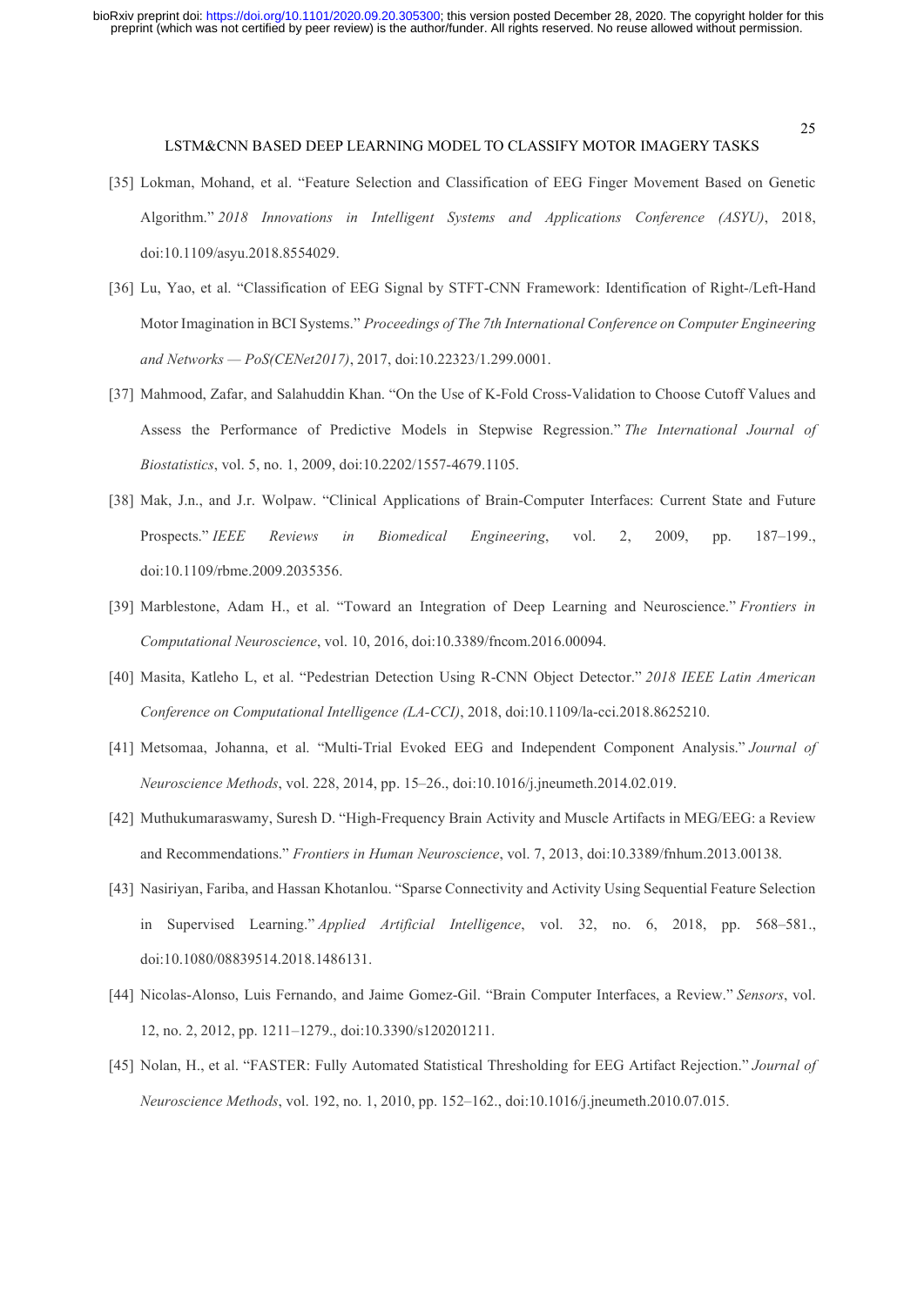[35] Lokman, Mohand, et al. "Feature Selection and Classification of EEG Finger Movement Based on Genetic Algorithm." *2018 Innovations in Intelligent Systems and Applications Conference (ASYU)*, 2018, doi:10.1109/asyu.2018.8554029.

[36] Lu, Yao, et al. "Classification of EEG Signal by STFT-CNN Framework: Identification of Right-/Left-Hand Motor Imagination in BCI Systems." *Proceedings of The 7th International Conference on Computer Engineering and Networks — PoS(CENet2017)*, 2017, doi:10.22323/1.299.0001.

[37] Mahmood, Zafar, and Salahuddin Khan. "On the Use of K-Fold Cross-Validation to Choose Cutoff Values and Assess the Performance of Predictive Models in Stepwise Regression." *The International Journal of Biostatistics*, vol. 5, no. 1, 2009, doi:10.2202/1557-4679.1105.

[38] Mak, J.n., and J.r. Wolpaw. "Clinical Applications of Brain-Computer Interfaces: Current State and Future Prospects." *IEEE Reviews in Biomedical Engineering*, vol. 2, 2009, pp. 187–199., doi:10.1109/rbme.2009.2035356.

[39] Marblestone, Adam H., et al. "Toward an Integration of Deep Learning and Neuroscience." *Frontiers in Computational Neuroscience*, vol. 10, 2016, doi:10.3389/fncom.2016.00094.

[40] Masita, Katleho L, et al. "Pedestrian Detection Using R-CNN Object Detector." *2018 IEEE Latin American Conference on Computational Intelligence (LA-CCI)*, 2018, doi:10.1109/la-cci.2018.8625210.

[41] Metsomaa, Johanna, et al. "Multi-Trial Evoked EEG and Independent Component Analysis." *Journal of Neuroscience Methods*, vol. 228, 2014, pp. 15–26., doi:10.1016/j.jneumeth.2014.02.019.

[42] Muthukumaraswamy, Suresh D. "High-Frequency Brain Activity and Muscle Artifacts in MEG/EEG: a Review and Recommendations." *Frontiers in Human Neuroscience*, vol. 7, 2013, doi:10.3389/fnhum.2013.00138.

[43] Nasiriyan, Fariba, and Hassan Khotanlou. "Sparse Connectivity and Activity Using Sequential Feature Selection in Supervised Learning." *Applied Artificial Intelligence*, vol. 32, no. 6, 2018, pp. 568–581., doi:10.1080/08839514.2018.1486131.

[44] Nicolas-Alonso, Luis Fernando, and Jaime Gomez-Gil. "Brain Computer Interfaces, a Review." *Sensors*, vol. 12, no. 2, 2012, pp. 1211–1279., doi:10.3390/s120201211.

[45] Nolan, H., et al. "FASTER: Fully Automated Statistical Thresholding for EEG Artifact Rejection." *Journal of Neuroscience Methods*, vol. 192, no. 1, 2010, pp. 152–162., doi:10.1016/j.jneumeth.2010.07.015.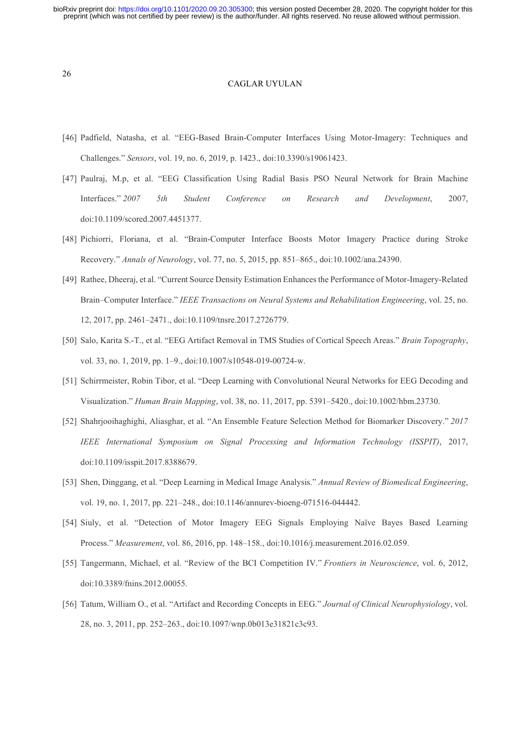[46] Padfield, Natasha, et al. "EEG-Based Brain-Computer Interfaces Using Motor-Imagery: Techniques and Challenges." *Sensors*, vol. 19, no. 6, 2019, p. 1423., doi:10.3390/s19061423.

[47] Paulraj, M.p, et al. "EEG Classification Using Radial Basis PSO Neural Network for Brain Machine Interfaces." *2007 5th Student Conference on Research and Development*, 2007, doi:10.1109/scored.2007.4451377.

[48] Pichiorri, Floriana, et al. "Brain-Computer Interface Boosts Motor Imagery Practice during Stroke Recovery." *Annals of Neurology*, vol. 77, no. 5, 2015, pp. 851–865., doi:10.1002/ana.24390.

[49] Rathee, Dheeraj, et al. "Current Source Density Estimation Enhances the Performance of Motor-Imagery-Related Brain–Computer Interface." *IEEE Transactions on Neural Systems and Rehabilitation Engineering*, vol. 25, no. 12, 2017, pp. 2461–2471., doi:10.1109/tnsre.2017.2726779.

[50] Salo, Karita S.-T., et al. "EEG Artifact Removal in TMS Studies of Cortical Speech Areas." *Brain Topography*, vol. 33, no. 1, 2019, pp. 1–9., doi:10.1007/s10548-019-00724-w.

[51] Schirrmeister, Robin Tibor, et al. "Deep Learning with Convolutional Neural Networks for EEG Decoding and Visualization." *Human Brain Mapping*, vol. 38, no. 11, 2017, pp. 5391–5420., doi:10.1002/hbm.23730.

[52] Shahrjooihaghighi, Aliasghar, et al. "An Ensemble Feature Selection Method for Biomarker Discovery." *2017 IEEE International Symposium on Signal Processing and Information Technology (ISSPIT)*, 2017, doi:10.1109/isspit.2017.8388679.

[53] Shen, Dinggang, et al. "Deep Learning in Medical Image Analysis." *Annual Review of Biomedical Engineering*, vol. 19, no. 1, 2017, pp. 221–248., doi:10.1146/annurev-bioeng-071516-044442.

[54] Siuly, et al. "Detection of Motor Imagery EEG Signals Employing Naïve Bayes Based Learning Process." *Measurement*, vol. 86, 2016, pp. 148–158., doi:10.1016/j.measurement.2016.02.059.

[55] Tangermann, Michael, et al. "Review of the BCI Competition IV." *Frontiers in Neuroscience*, vol. 6, 2012, doi:10.3389/fnins.2012.00055.

[56] Tatum, William O., et al. "Artifact and Recording Concepts in EEG." *Journal of Clinical Neurophysiology*, vol. 28, no. 3, 2011, pp. 252–263., doi:10.1097/wnp.0b013e31821c3c93.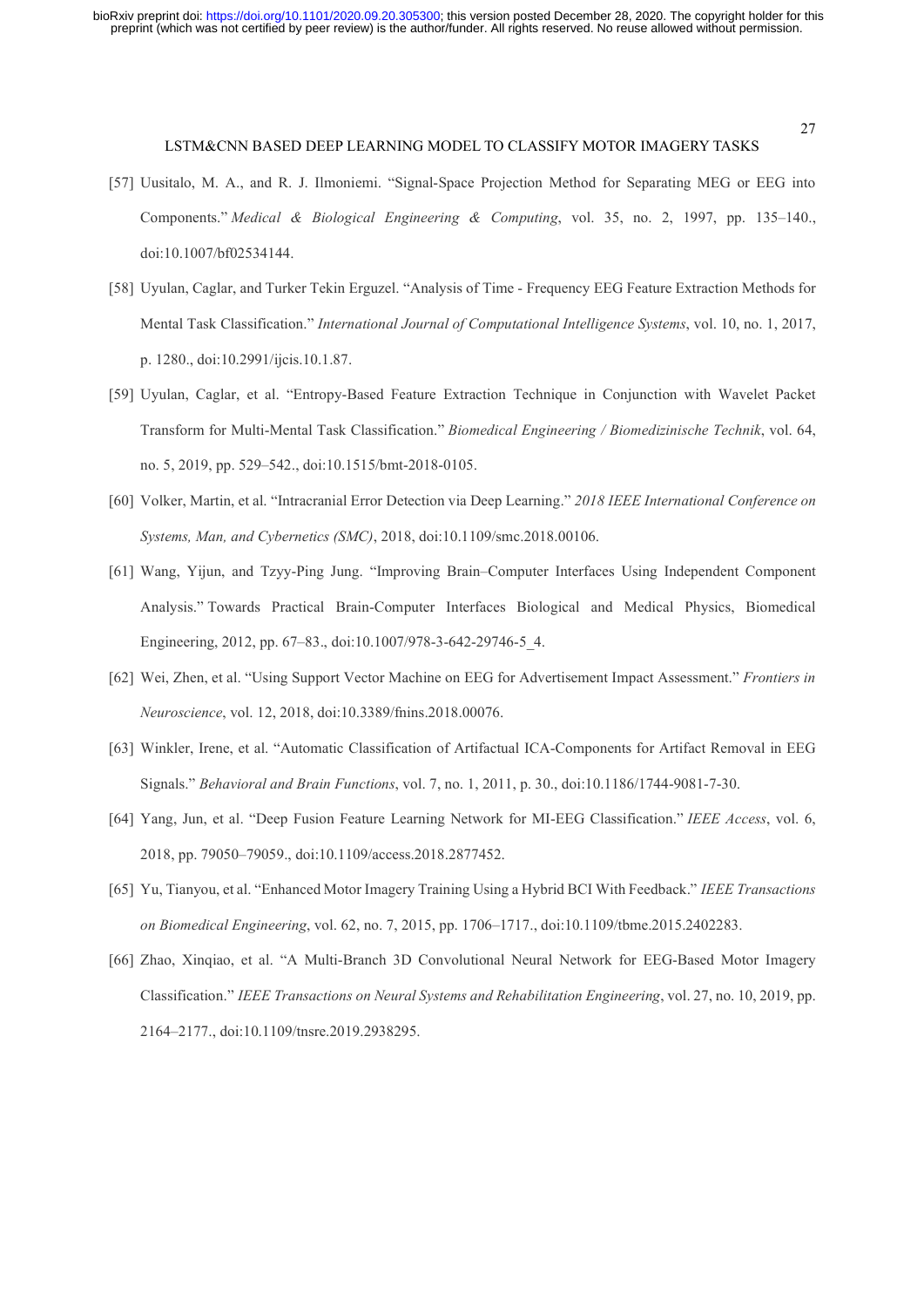[57] Uusitalo, M. A., and R. J. Ilmoniemi. "Signal-Space Projection Method for Separating MEG or EEG into Components." *Medical & Biological Engineering & Computing*, vol. 35, no. 2, 1997, pp. 135–140., doi:10.1007/bf02534144.

[58] Uyulan, Caglar, and Turker Tekin Erguzel. "Analysis of Time - Frequency EEG Feature Extraction Methods for Mental Task Classification." *International Journal of Computational Intelligence Systems*, vol. 10, no. 1, 2017, p. 1280., doi:10.2991/ijcis.10.1.87.

[59] Uyulan, Caglar, et al. "Entropy-Based Feature Extraction Technique in Conjunction with Wavelet Packet Transform for Multi-Mental Task Classification." *Biomedical Engineering / Biomedizinische Technik*, vol. 64, no. 5, 2019, pp. 529–542., doi:10.1515/bmt-2018-0105.

[60] Volker, Martin, et al. "Intracranial Error Detection via Deep Learning." *2018 IEEE International Conference on Systems, Man, and Cybernetics (SMC)*, 2018, doi:10.1109/smc.2018.00106.

[61] Wang, Yijun, and Tzyy-Ping Jung. "Improving Brain–Computer Interfaces Using Independent Component Analysis." Towards Practical Brain-Computer Interfaces Biological and Medical Physics, Biomedical Engineering, 2012, pp. 67–83., doi:10.1007/978-3-642-29746-5_4.

[62] Wei, Zhen, et al. "Using Support Vector Machine on EEG for Advertisement Impact Assessment." *Frontiers in Neuroscience*, vol. 12, 2018, doi:10.3389/fnins.2018.00076.

[63] Winkler, Irene, et al. "Automatic Classification of Artifactual ICA-Components for Artifact Removal in EEG Signals." *Behavioral and Brain Functions*, vol. 7, no. 1, 2011, p. 30., doi:10.1186/1744-9081-7-30.

[64] Yang, Jun, et al. "Deep Fusion Feature Learning Network for MI-EEG Classification." *IEEE Access*, vol. 6, 2018, pp. 79050–79059., doi:10.1109/access.2018.2877452.

[65] Yu, Tianyou, et al. "Enhanced Motor Imagery Training Using a Hybrid BCI With Feedback." *IEEE Transactions on Biomedical Engineering*, vol. 62, no. 7, 2015, pp. 1706–1717., doi:10.1109/tbme.2015.2402283.

[66] Zhao, Xinqiao, et al. "A Multi-Branch 3D Convolutional Neural Network for EEG-Based Motor Imagery Classification." *IEEE Transactions on Neural Systems and Rehabilitation Engineering*, vol. 27, no. 10, 2019, pp. 2164–2177., doi:10.1109/tnsre.2019.2938295.